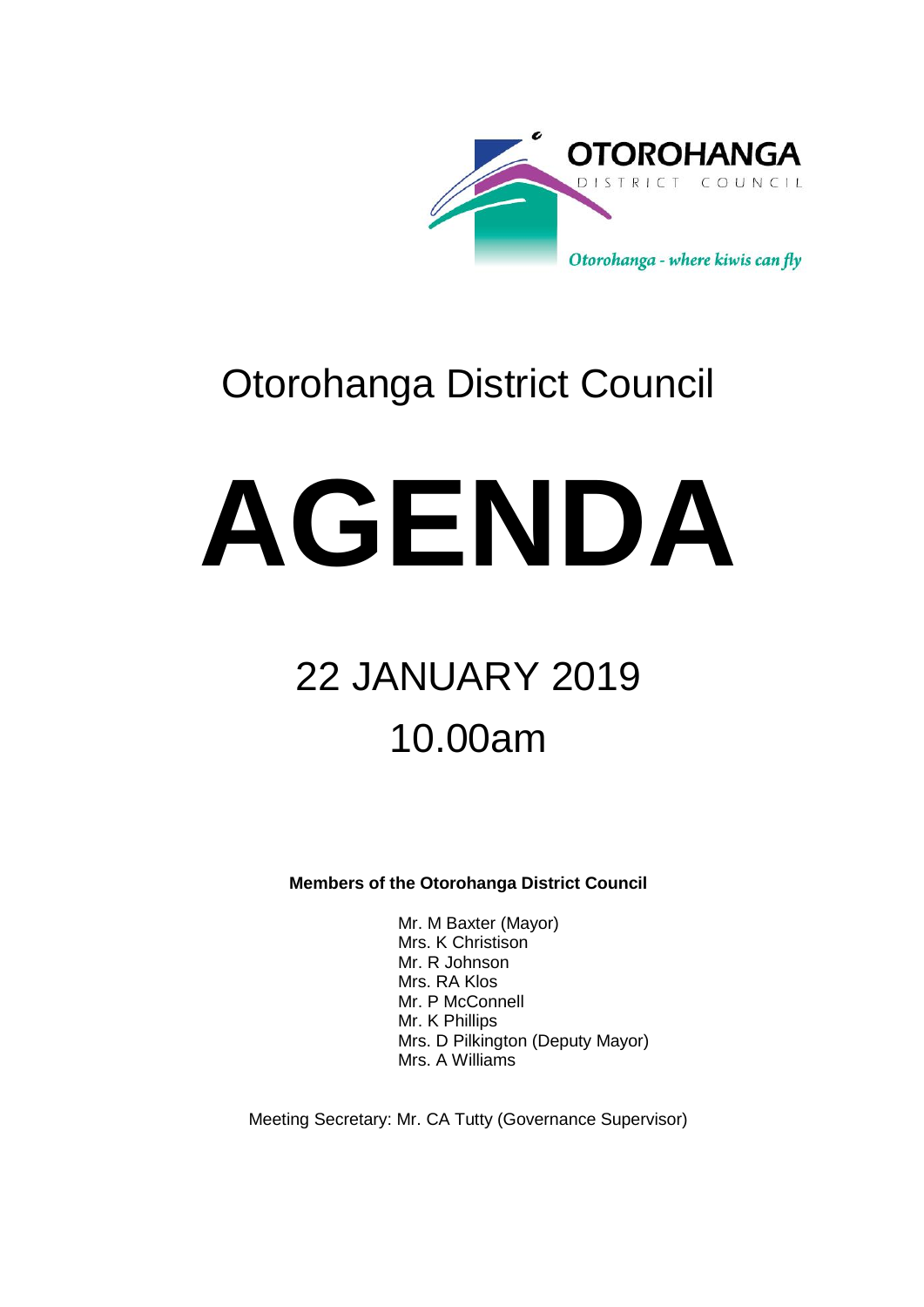OTOROHANGA DISTRICT COUNCIL

*Otorohanga - where kiwis can fly*

# Otorohanga District Council

# AGENDA

## 22 JANUARY 2019

## 10.00am

**Members of the Otorohanga District Council**

Mr. M Baxter (Mayor)
Mrs. K Christison
Mr. R Johnson
Mrs. RA Klos
Mr. P McConnell
Mr. K Phillips
Mrs. D Pilkington (Deputy Mayor)
Mrs. A Williams

Meeting Secretary: Mr. CA Tutty (Governance Supervisor)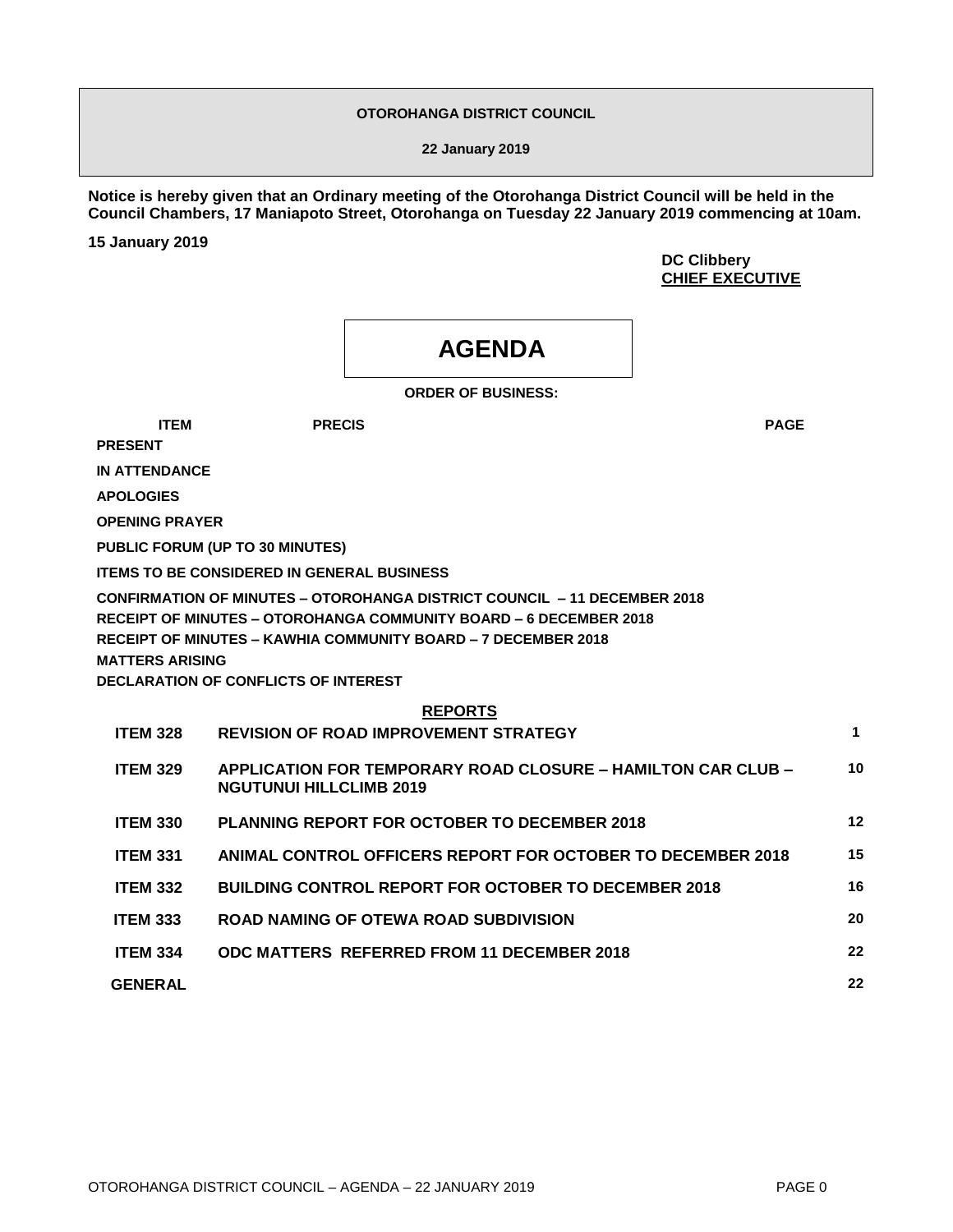**OTOROHANGA DISTRICT COUNCIL**

**22 January 2019**

**Notice is hereby given that an Ordinary meeting of the Otorohanga District Council will be held in the Council Chambers, 17 Maniapoto Street, Otorohanga on Tuesday 22 January 2019 commencing at 10am.**

**15 January 2019**

**DC Clibbery**
**CHIEF EXECUTIVE**

# AGENDA

**ORDER OF BUSINESS:**

| ITEM | PRECIS | PAGE |
|---|---|---|
| **PRESENT** | | |
| **IN ATTENDANCE** | | |
| **APOLOGIES** | | |
| **OPENING PRAYER** | | |
| **PUBLIC FORUM (UP TO 30 MINUTES)** | | |
| **ITEMS TO BE CONSIDERED IN GENERAL BUSINESS** | | |
| **CONFIRMATION OF MINUTES – OTOROHANGA DISTRICT COUNCIL – 11 DECEMBER 2018** | | |
| **RECEIPT OF MINUTES – OTOROHANGA COMMUNITY BOARD – 6 DECEMBER 2018** | | |
| **RECEIPT OF MINUTES – KAWHIA COMMUNITY BOARD – 7 DECEMBER 2018** | | |
| **MATTERS ARISING** | | |
| **DECLARATION OF CONFLICTS OF INTEREST** | | |

**REPORTS**

| ITEM | PRECIS | PAGE |
|---|---|---|
| **ITEM 328** | **REVISION OF ROAD IMPROVEMENT STRATEGY** | **1** |
| **ITEM 329** | **APPLICATION FOR TEMPORARY ROAD CLOSURE – HAMILTON CAR CLUB – NGUTUNUI HILLCLIMB 2019** | **10** |
| **ITEM 330** | **PLANNING REPORT FOR OCTOBER TO DECEMBER 2018** | **12** |
| **ITEM 331** | **ANIMAL CONTROL OFFICERS REPORT FOR OCTOBER TO DECEMBER 2018** | **15** |
| **ITEM 332** | **BUILDING CONTROL REPORT FOR OCTOBER TO DECEMBER 2018** | **16** |
| **ITEM 333** | **ROAD NAMING OF OTEWA ROAD SUBDIVISION** | **20** |
| **ITEM 334** | **ODC MATTERS REFERRED FROM 11 DECEMBER 2018** | **22** |
| **GENERAL** | | **22** |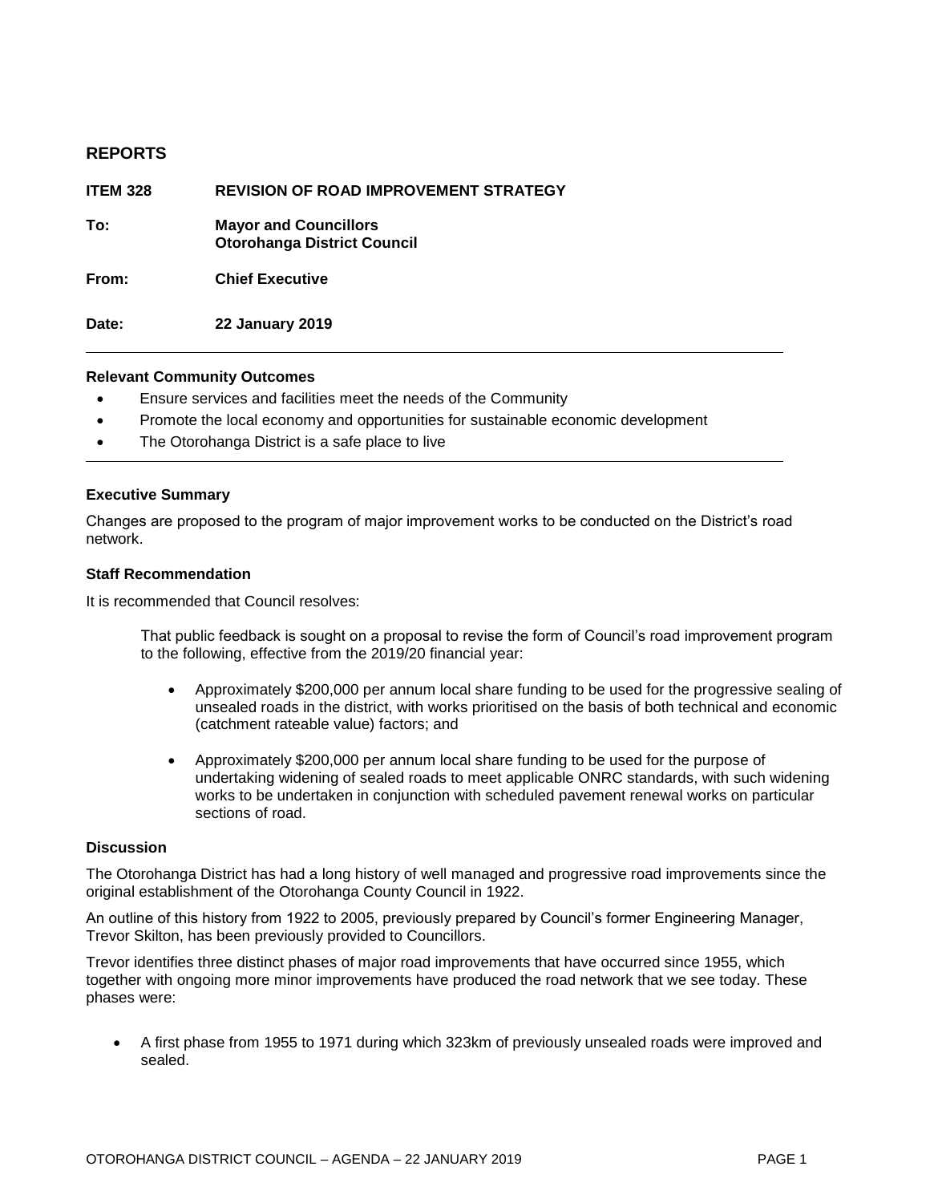## REPORTS

**ITEM 328 REVISION OF ROAD IMPROVEMENT STRATEGY**

**To:** **Mayor and Councillors**
**Otorohanga District Council**

**From:** **Chief Executive**

**Date:** **22 January 2019**

---

**Relevant Community Outcomes**

- Ensure services and facilities meet the needs of the Community
- Promote the local economy and opportunities for sustainable economic development
- The Otorohanga District is a safe place to live

---

**Executive Summary**

Changes are proposed to the program of major improvement works to be conducted on the District's road network.

**Staff Recommendation**

It is recommended that Council resolves:

> That public feedback is sought on a proposal to revise the form of Council's road improvement program to the following, effective from the 2019/20 financial year:
>
> - Approximately $200,000 per annum local share funding to be used for the progressive sealing of unsealed roads in the district, with works prioritised on the basis of both technical and economic (catchment rateable value) factors; and
> - Approximately $200,000 per annum local share funding to be used for the purpose of undertaking widening of sealed roads to meet applicable ONRC standards, with such widening works to be undertaken in conjunction with scheduled pavement renewal works on particular sections of road.

**Discussion**

The Otorohanga District has had a long history of well managed and progressive road improvements since the original establishment of the Otorohanga County Council in 1922.

An outline of this history from 1922 to 2005, previously prepared by Council's former Engineering Manager, Trevor Skilton, has been previously provided to Councillors.

Trevor identifies three distinct phases of major road improvements that have occurred since 1955, which together with ongoing more minor improvements have produced the road network that we see today. These phases were:

- A first phase from 1955 to 1971 during which 323km of previously unsealed roads were improved and sealed.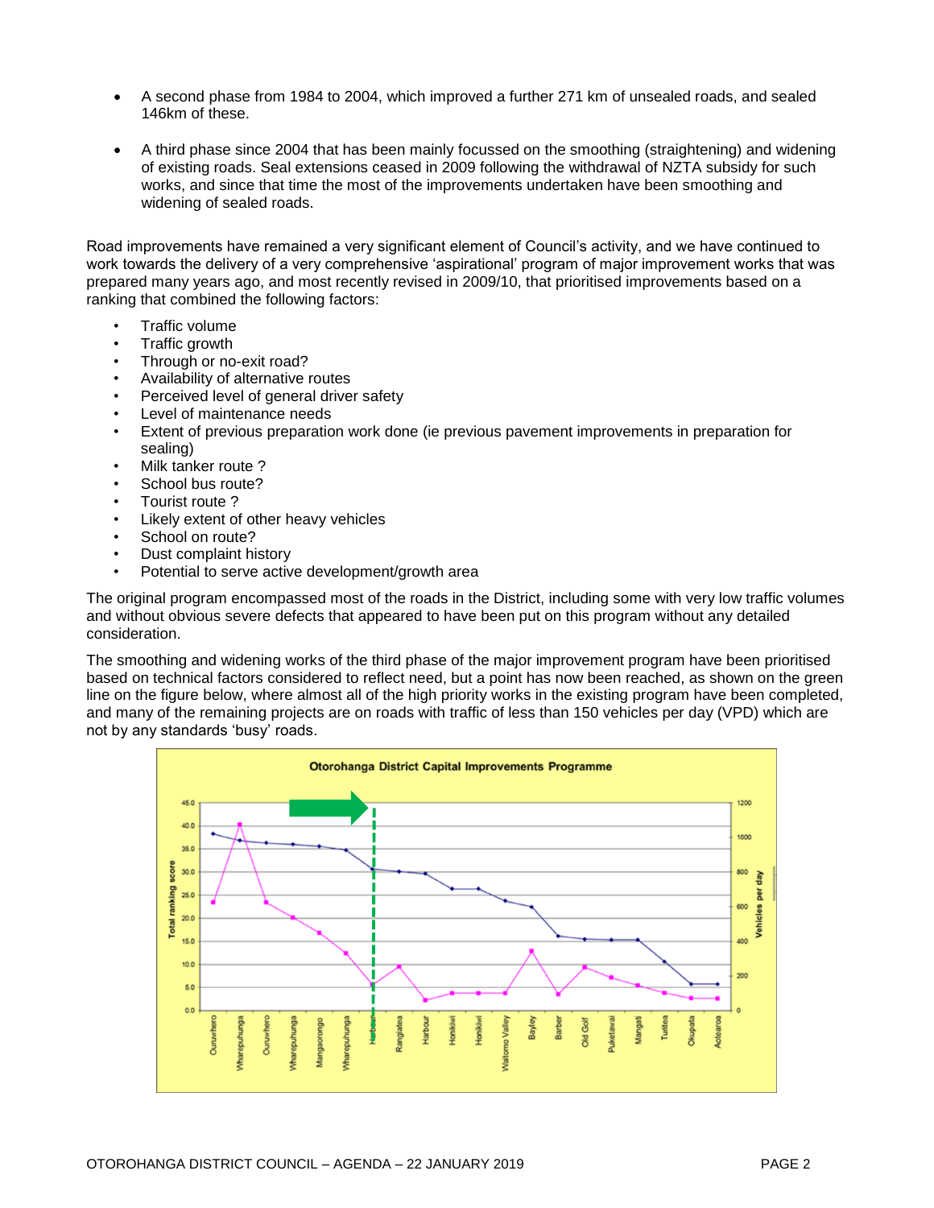- A second phase from 1984 to 2004, which improved a further 271 km of unsealed roads, and sealed 146km of these.

- A third phase since 2004 that has been mainly focussed on the smoothing (straightening) and widening of existing roads. Seal extensions ceased in 2009 following the withdrawal of NZTA subsidy for such works, and since that time the most of the improvements undertaken have been smoothing and widening of sealed roads.

Road improvements have remained a very significant element of Council's activity, and we have continued to work towards the delivery of a very comprehensive 'aspirational' program of major improvement works that was prepared many years ago, and most recently revised in 2009/10, that prioritised improvements based on a ranking that combined the following factors:

- Traffic volume
- Traffic growth
- Through or no-exit road?
- Availability of alternative routes
- Perceived level of general driver safety
- Level of maintenance needs
- Extent of previous preparation work done (ie previous pavement improvements in preparation for sealing)
- Milk tanker route ?
- School bus route?
- Tourist route ?
- Likely extent of other heavy vehicles
- School on route?
- Dust complaint history
- Potential to serve active development/growth area

The original program encompassed most of the roads in the District, including some with very low traffic volumes and without obvious severe defects that appeared to have been put on this program without any detailed consideration.

The smoothing and widening works of the third phase of the major improvement program have been prioritised based on technical factors considered to reflect need, but a point has now been reached, as shown on the green line on the figure below, where almost all of the high priority works in the existing program have been completed, and many of the remaining projects are on roads with traffic of less than 150 vehicles per day (VPD) which are not by any standards 'busy' roads.

**Otorohanga District Capital Improvements Programme**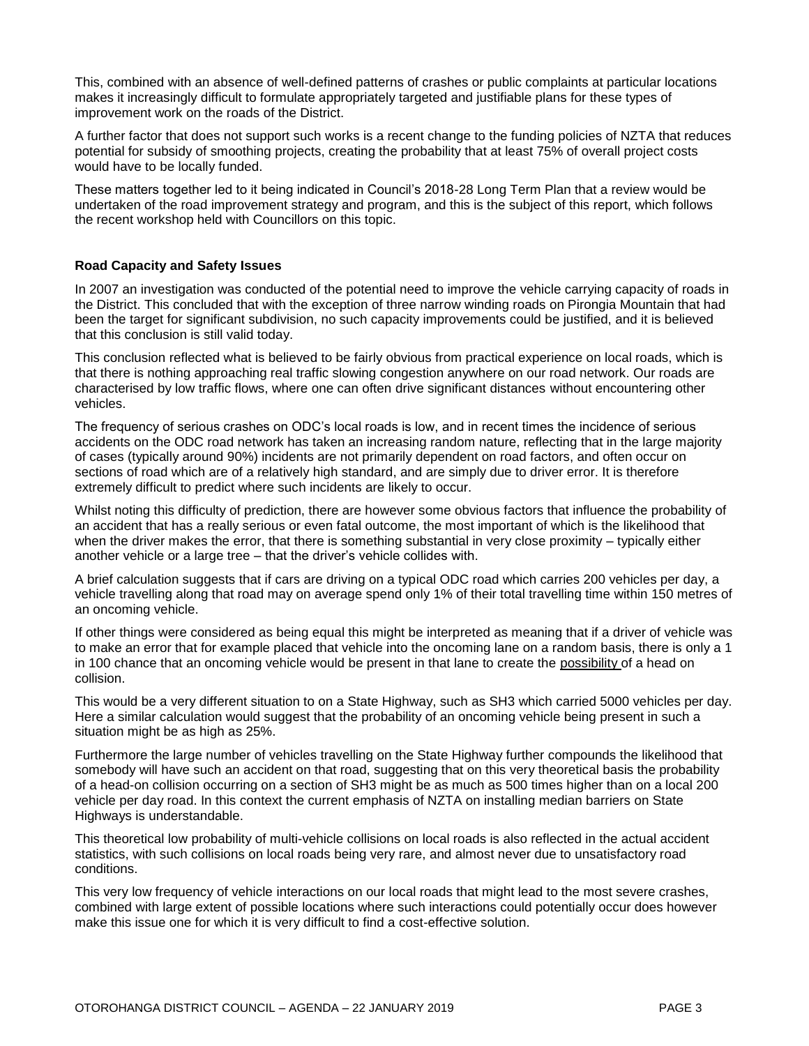This, combined with an absence of well-defined patterns of crashes or public complaints at particular locations makes it increasingly difficult to formulate appropriately targeted and justifiable plans for these types of improvement work on the roads of the District.

A further factor that does not support such works is a recent change to the funding policies of NZTA that reduces potential for subsidy of smoothing projects, creating the probability that at least 75% of overall project costs would have to be locally funded.

These matters together led to it being indicated in Council's 2018-28 Long Term Plan that a review would be undertaken of the road improvement strategy and program, and this is the subject of this report, which follows the recent workshop held with Councillors on this topic.

**Road Capacity and Safety Issues**

In 2007 an investigation was conducted of the potential need to improve the vehicle carrying capacity of roads in the District. This concluded that with the exception of three narrow winding roads on Pirongia Mountain that had been the target for significant subdivision, no such capacity improvements could be justified, and it is believed that this conclusion is still valid today.

This conclusion reflected what is believed to be fairly obvious from practical experience on local roads, which is that there is nothing approaching real traffic slowing congestion anywhere on our road network. Our roads are characterised by low traffic flows, where one can often drive significant distances without encountering other vehicles.

The frequency of serious crashes on ODC's local roads is low, and in recent times the incidence of serious accidents on the ODC road network has taken an increasing random nature, reflecting that in the large majority of cases (typically around 90%) incidents are not primarily dependent on road factors, and often occur on sections of road which are of a relatively high standard, and are simply due to driver error. It is therefore extremely difficult to predict where such incidents are likely to occur.

Whilst noting this difficulty of prediction, there are however some obvious factors that influence the probability of an accident that has a really serious or even fatal outcome, the most important of which is the likelihood that when the driver makes the error, that there is something substantial in very close proximity – typically either another vehicle or a large tree – that the driver's vehicle collides with.

A brief calculation suggests that if cars are driving on a typical ODC road which carries 200 vehicles per day, a vehicle travelling along that road may on average spend only 1% of their total travelling time within 150 metres of an oncoming vehicle.

If other things were considered as being equal this might be interpreted as meaning that if a driver of vehicle was to make an error that for example placed that vehicle into the oncoming lane on a random basis, there is only a 1 in 100 chance that an oncoming vehicle would be present in that lane to create the possibility of a head on collision.

This would be a very different situation to on a State Highway, such as SH3 which carried 5000 vehicles per day. Here a similar calculation would suggest that the probability of an oncoming vehicle being present in such a situation might be as high as 25%.

Furthermore the large number of vehicles travelling on the State Highway further compounds the likelihood that somebody will have such an accident on that road, suggesting that on this very theoretical basis the probability of a head-on collision occurring on a section of SH3 might be as much as 500 times higher than on a local 200 vehicle per day road. In this context the current emphasis of NZTA on installing median barriers on State Highways is understandable.

This theoretical low probability of multi-vehicle collisions on local roads is also reflected in the actual accident statistics, with such collisions on local roads being very rare, and almost never due to unsatisfactory road conditions.

This very low frequency of vehicle interactions on our local roads that might lead to the most severe crashes, combined with large extent of possible locations where such interactions could potentially occur does however make this issue one for which it is very difficult to find a cost-effective solution.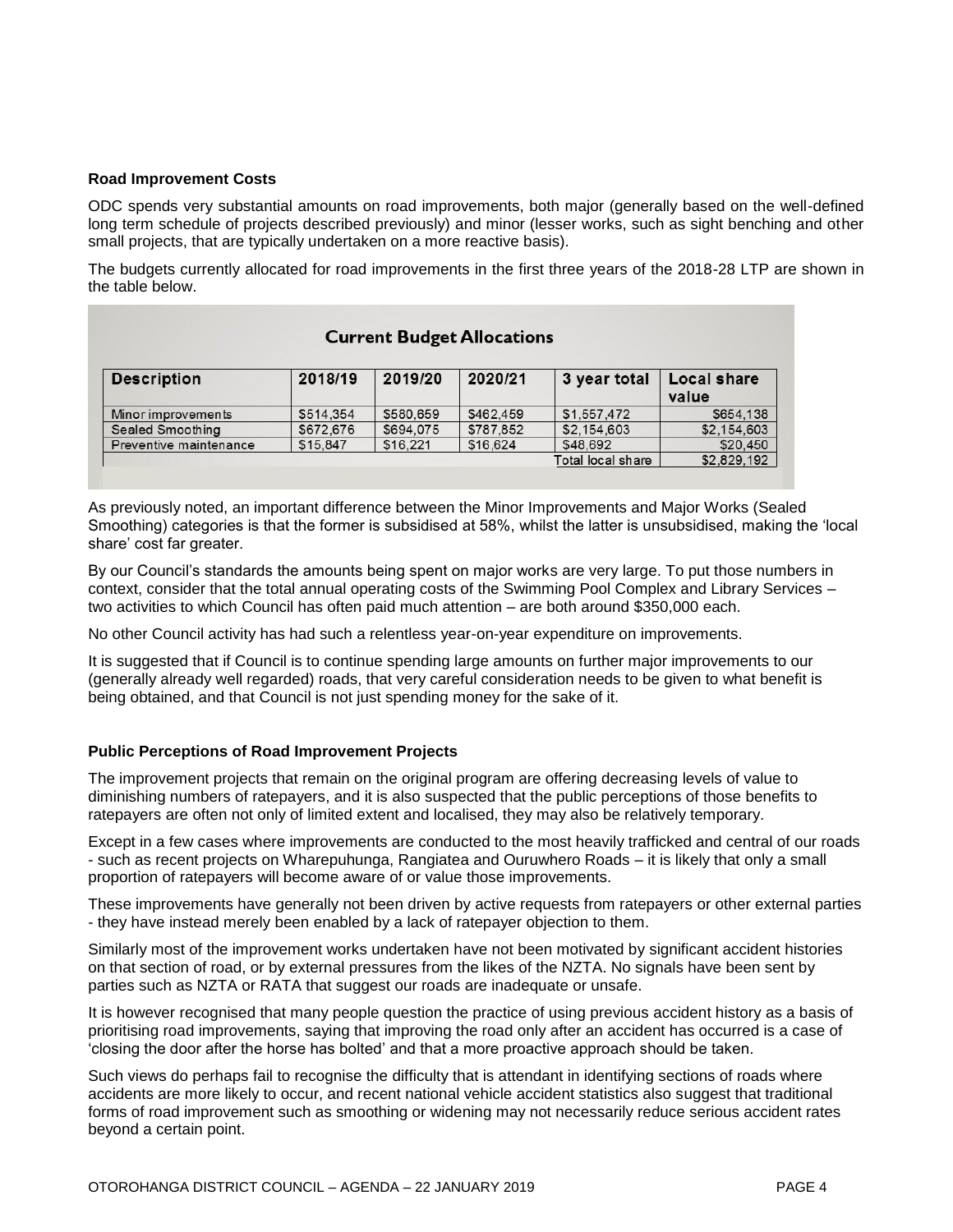**Road Improvement Costs**

ODC spends very substantial amounts on road improvements, both major (generally based on the well-defined long term schedule of projects described previously) and minor (lesser works, such as sight benching and other small projects, that are typically undertaken on a more reactive basis).

The budgets currently allocated for road improvements in the first three years of the 2018-28 LTP are shown in the table below.

**Current Budget Allocations**

| Description | 2018/19 | 2019/20 | 2020/21 | 3 year total | Local share value |
|---|---|---|---|---|---|
| Minor improvements | $514,354 | $580,659 | $462,459 | $1,557,472 | $654,138 |
| Sealed Smoothing | $672,676 | $694,075 | $787,852 | $2,154,603 | $2,154,603 |
| Preventive maintenance | $15,847 | $16,221 | $16,624 | $48,692 | $20,450 |
| | | | | Total local share | $2,829,192 |

As previously noted, an important difference between the Minor Improvements and Major Works (Sealed Smoothing) categories is that the former is subsidised at 58%, whilst the latter is unsubsidised, making the 'local share' cost far greater.

By our Council's standards the amounts being spent on major works are very large. To put those numbers in context, consider that the total annual operating costs of the Swimming Pool Complex and Library Services – two activities to which Council has often paid much attention – are both around $350,000 each.

No other Council activity has had such a relentless year-on-year expenditure on improvements.

It is suggested that if Council is to continue spending large amounts on further major improvements to our (generally already well regarded) roads, that very careful consideration needs to be given to what benefit is being obtained, and that Council is not just spending money for the sake of it.

**Public Perceptions of Road Improvement Projects**

The improvement projects that remain on the original program are offering decreasing levels of value to diminishing numbers of ratepayers, and it is also suspected that the public perceptions of those benefits to ratepayers are often not only of limited extent and localised, they may also be relatively temporary.

Except in a few cases where improvements are conducted to the most heavily trafficked and central of our roads - such as recent projects on Wharepuhunga, Rangiatea and Ouruwhero Roads – it is likely that only a small proportion of ratepayers will become aware of or value those improvements.

These improvements have generally not been driven by active requests from ratepayers or other external parties - they have instead merely been enabled by a lack of ratepayer objection to them.

Similarly most of the improvement works undertaken have not been motivated by significant accident histories on that section of road, or by external pressures from the likes of the NZTA. No signals have been sent by parties such as NZTA or RATA that suggest our roads are inadequate or unsafe.

It is however recognised that many people question the practice of using previous accident history as a basis of prioritising road improvements, saying that improving the road only after an accident has occurred is a case of 'closing the door after the horse has bolted' and that a more proactive approach should be taken.

Such views do perhaps fail to recognise the difficulty that is attendant in identifying sections of roads where accidents are more likely to occur, and recent national vehicle accident statistics also suggest that traditional forms of road improvement such as smoothing or widening may not necessarily reduce serious accident rates beyond a certain point.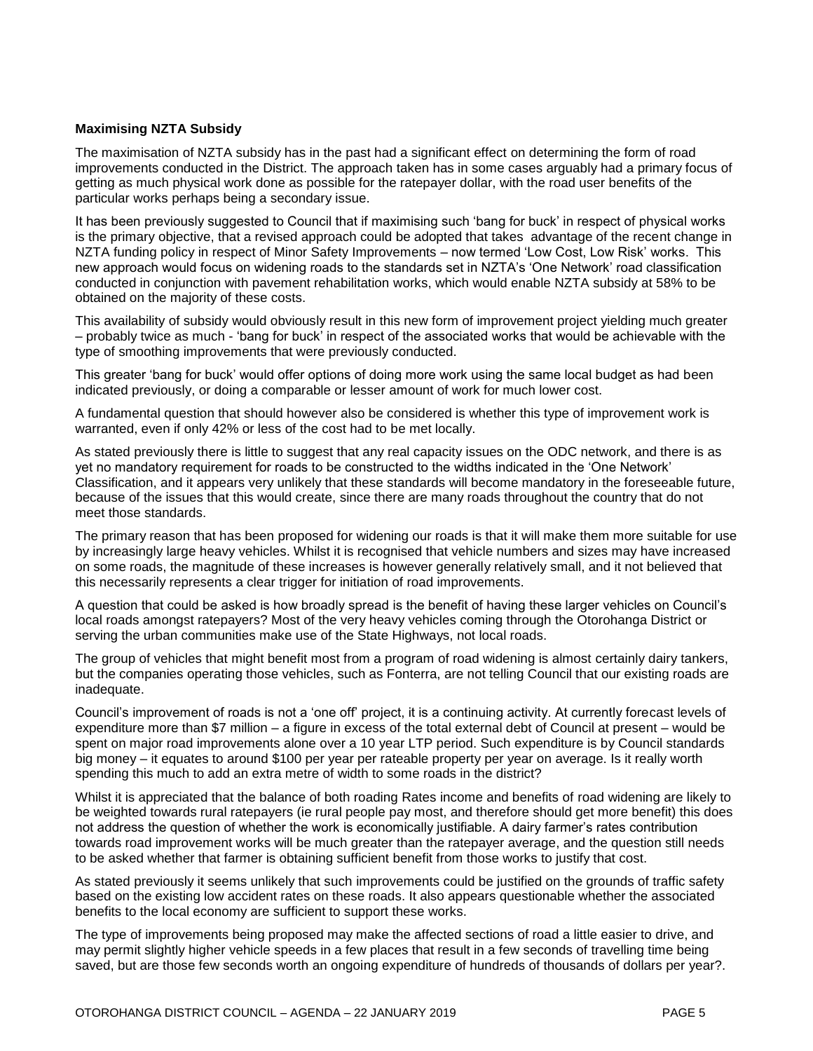**Maximising NZTA Subsidy**

The maximisation of NZTA subsidy has in the past had a significant effect on determining the form of road improvements conducted in the District. The approach taken has in some cases arguably had a primary focus of getting as much physical work done as possible for the ratepayer dollar, with the road user benefits of the particular works perhaps being a secondary issue.

It has been previously suggested to Council that if maximising such 'bang for buck' in respect of physical works is the primary objective, that a revised approach could be adopted that takes advantage of the recent change in NZTA funding policy in respect of Minor Safety Improvements – now termed 'Low Cost, Low Risk' works. This new approach would focus on widening roads to the standards set in NZTA's 'One Network' road classification conducted in conjunction with pavement rehabilitation works, which would enable NZTA subsidy at 58% to be obtained on the majority of these costs.

This availability of subsidy would obviously result in this new form of improvement project yielding much greater – probably twice as much - 'bang for buck' in respect of the associated works that would be achievable with the type of smoothing improvements that were previously conducted.

This greater 'bang for buck' would offer options of doing more work using the same local budget as had been indicated previously, or doing a comparable or lesser amount of work for much lower cost.

A fundamental question that should however also be considered is whether this type of improvement work is warranted, even if only 42% or less of the cost had to be met locally.

As stated previously there is little to suggest that any real capacity issues on the ODC network, and there is as yet no mandatory requirement for roads to be constructed to the widths indicated in the 'One Network' Classification, and it appears very unlikely that these standards will become mandatory in the foreseeable future, because of the issues that this would create, since there are many roads throughout the country that do not meet those standards.

The primary reason that has been proposed for widening our roads is that it will make them more suitable for use by increasingly large heavy vehicles. Whilst it is recognised that vehicle numbers and sizes may have increased on some roads, the magnitude of these increases is however generally relatively small, and it not believed that this necessarily represents a clear trigger for initiation of road improvements.

A question that could be asked is how broadly spread is the benefit of having these larger vehicles on Council's local roads amongst ratepayers? Most of the very heavy vehicles coming through the Otorohanga District or serving the urban communities make use of the State Highways, not local roads.

The group of vehicles that might benefit most from a program of road widening is almost certainly dairy tankers, but the companies operating those vehicles, such as Fonterra, are not telling Council that our existing roads are inadequate.

Council's improvement of roads is not a 'one off' project, it is a continuing activity. At currently forecast levels of expenditure more than $7 million – a figure in excess of the total external debt of Council at present – would be spent on major road improvements alone over a 10 year LTP period. Such expenditure is by Council standards big money – it equates to around $100 per year per rateable property per year on average. Is it really worth spending this much to add an extra metre of width to some roads in the district?

Whilst it is appreciated that the balance of both roading Rates income and benefits of road widening are likely to be weighted towards rural ratepayers (ie rural people pay most, and therefore should get more benefit) this does not address the question of whether the work is economically justifiable. A dairy farmer's rates contribution towards road improvement works will be much greater than the ratepayer average, and the question still needs to be asked whether that farmer is obtaining sufficient benefit from those works to justify that cost.

As stated previously it seems unlikely that such improvements could be justified on the grounds of traffic safety based on the existing low accident rates on these roads. It also appears questionable whether the associated benefits to the local economy are sufficient to support these works.

The type of improvements being proposed may make the affected sections of road a little easier to drive, and may permit slightly higher vehicle speeds in a few places that result in a few seconds of travelling time being saved, but are those few seconds worth an ongoing expenditure of hundreds of thousands of dollars per year?.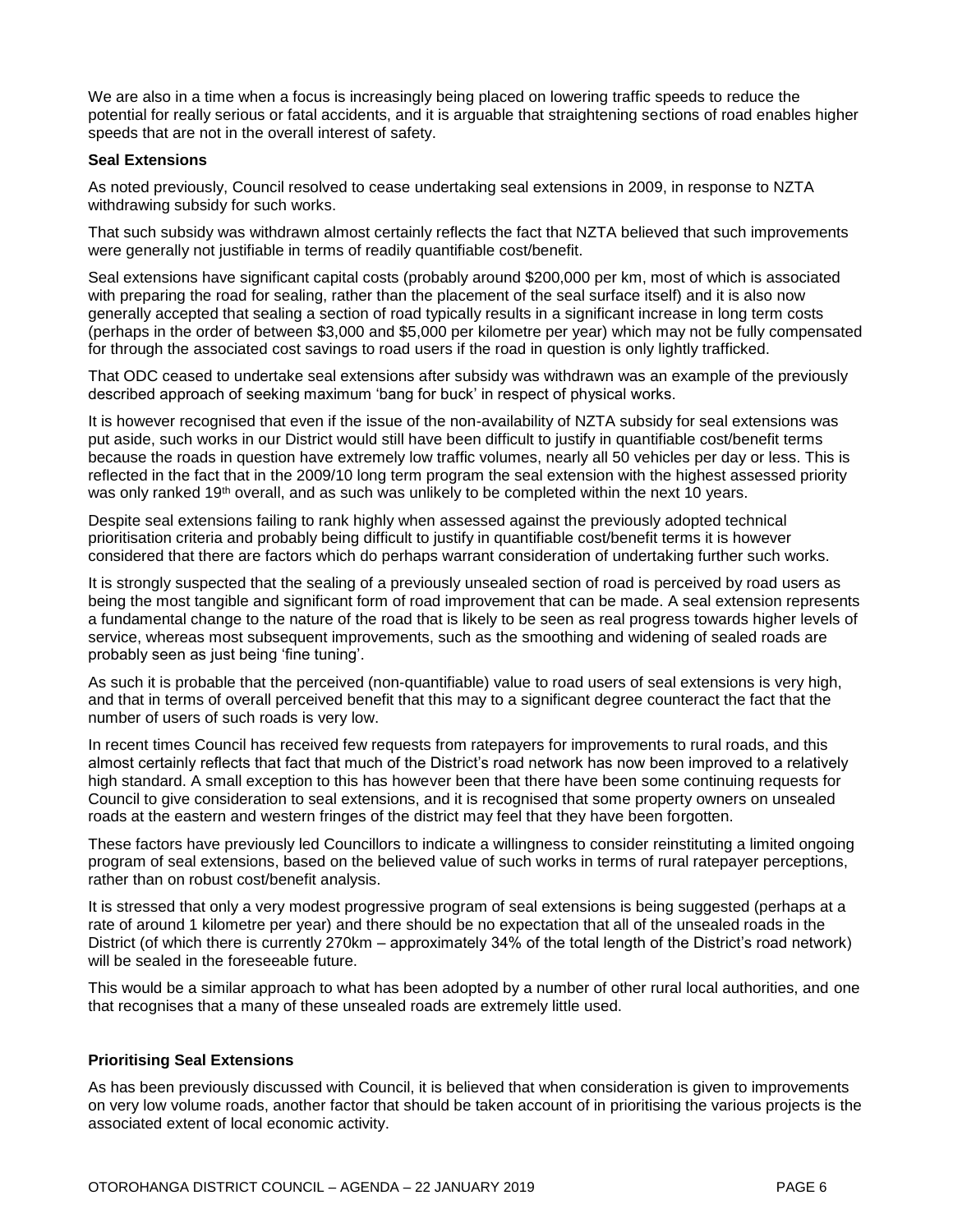We are also in a time when a focus is increasingly being placed on lowering traffic speeds to reduce the potential for really serious or fatal accidents, and it is arguable that straightening sections of road enables higher speeds that are not in the overall interest of safety.

**Seal Extensions**

As noted previously, Council resolved to cease undertaking seal extensions in 2009, in response to NZTA withdrawing subsidy for such works.

That such subsidy was withdrawn almost certainly reflects the fact that NZTA believed that such improvements were generally not justifiable in terms of readily quantifiable cost/benefit.

Seal extensions have significant capital costs (probably around $200,000 per km, most of which is associated with preparing the road for sealing, rather than the placement of the seal surface itself) and it is also now generally accepted that sealing a section of road typically results in a significant increase in long term costs (perhaps in the order of between $3,000 and $5,000 per kilometre per year) which may not be fully compensated for through the associated cost savings to road users if the road in question is only lightly trafficked.

That ODC ceased to undertake seal extensions after subsidy was withdrawn was an example of the previously described approach of seeking maximum 'bang for buck' in respect of physical works.

It is however recognised that even if the issue of the non-availability of NZTA subsidy for seal extensions was put aside, such works in our District would still have been difficult to justify in quantifiable cost/benefit terms because the roads in question have extremely low traffic volumes, nearly all 50 vehicles per day or less. This is reflected in the fact that in the 2009/10 long term program the seal extension with the highest assessed priority was only ranked 19th overall, and as such was unlikely to be completed within the next 10 years.

Despite seal extensions failing to rank highly when assessed against the previously adopted technical prioritisation criteria and probably being difficult to justify in quantifiable cost/benefit terms it is however considered that there are factors which do perhaps warrant consideration of undertaking further such works.

It is strongly suspected that the sealing of a previously unsealed section of road is perceived by road users as being the most tangible and significant form of road improvement that can be made. A seal extension represents a fundamental change to the nature of the road that is likely to be seen as real progress towards higher levels of service, whereas most subsequent improvements, such as the smoothing and widening of sealed roads are probably seen as just being 'fine tuning'.

As such it is probable that the perceived (non-quantifiable) value to road users of seal extensions is very high, and that in terms of overall perceived benefit that this may to a significant degree counteract the fact that the number of users of such roads is very low.

In recent times Council has received few requests from ratepayers for improvements to rural roads, and this almost certainly reflects that fact that much of the District's road network has now been improved to a relatively high standard. A small exception to this has however been that there have been some continuing requests for Council to give consideration to seal extensions, and it is recognised that some property owners on unsealed roads at the eastern and western fringes of the district may feel that they have been forgotten.

These factors have previously led Councillors to indicate a willingness to consider reinstituting a limited ongoing program of seal extensions, based on the believed value of such works in terms of rural ratepayer perceptions, rather than on robust cost/benefit analysis.

It is stressed that only a very modest progressive program of seal extensions is being suggested (perhaps at a rate of around 1 kilometre per year) and there should be no expectation that all of the unsealed roads in the District (of which there is currently 270km – approximately 34% of the total length of the District's road network) will be sealed in the foreseeable future.

This would be a similar approach to what has been adopted by a number of other rural local authorities, and one that recognises that a many of these unsealed roads are extremely little used.

**Prioritising Seal Extensions**

As has been previously discussed with Council, it is believed that when consideration is given to improvements on very low volume roads, another factor that should be taken account of in prioritising the various projects is the associated extent of local economic activity.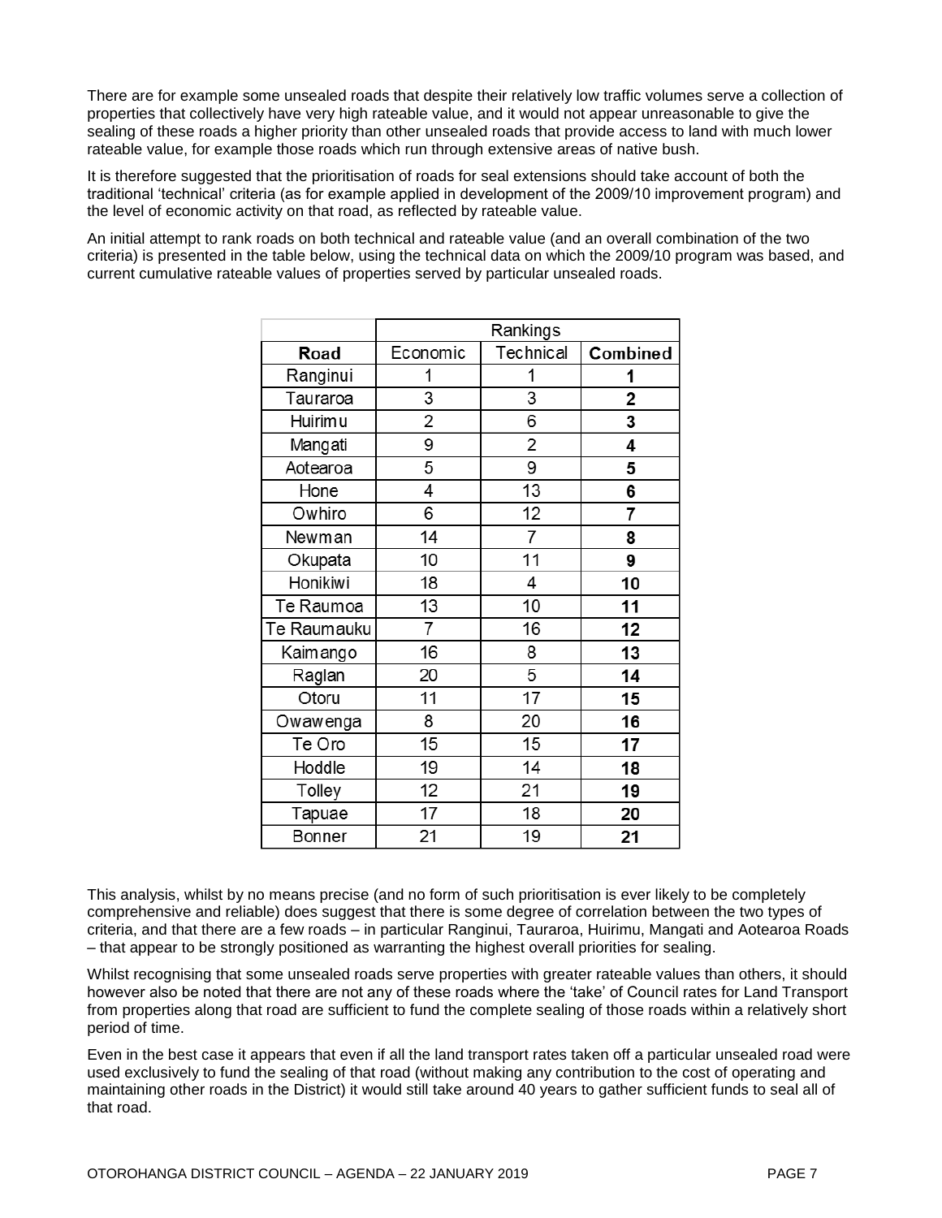There are for example some unsealed roads that despite their relatively low traffic volumes serve a collection of properties that collectively have very high rateable value, and it would not appear unreasonable to give the sealing of these roads a higher priority than other unsealed roads that provide access to land with much lower rateable value, for example those roads which run through extensive areas of native bush.

It is therefore suggested that the prioritisation of roads for seal extensions should take account of both the traditional 'technical' criteria (as for example applied in development of the 2009/10 improvement program) and the level of economic activity on that road, as reflected by rateable value.

An initial attempt to rank roads on both technical and rateable value (and an overall combination of the two criteria) is presented in the table below, using the technical data on which the 2009/10 program was based, and current cumulative rateable values of properties served by particular unsealed roads.

| | Rankings | | |
|---|---|---|---|
| **Road** | Economic | Technical | **Combined** |
| Ranginui | 1 | 1 | **1** |
| Tauraroa | 3 | 3 | **2** |
| Huirimu | 2 | 6 | **3** |
| Mangati | 9 | 2 | **4** |
| Aotearoa | 5 | 9 | **5** |
| Hone | 4 | 13 | **6** |
| Owhiro | 6 | 12 | **7** |
| Newman | 14 | 7 | **8** |
| Okupata | 10 | 11 | **9** |
| Honikiwi | 18 | 4 | **10** |
| Te Raumoa | 13 | 10 | **11** |
| Te Raumauku | 7 | 16 | **12** |
| Kaimango | 16 | 8 | **13** |
| Raglan | 20 | 5 | **14** |
| Otoru | 11 | 17 | **15** |
| Owawenga | 8 | 20 | **16** |
| Te Oro | 15 | 15 | **17** |
| Hoddle | 19 | 14 | **18** |
| Tolley | 12 | 21 | **19** |
| Tapuae | 17 | 18 | **20** |
| Bonner | 21 | 19 | **21** |

This analysis, whilst by no means precise (and no form of such prioritisation is ever likely to be completely comprehensive and reliable) does suggest that there is some degree of correlation between the two types of criteria, and that there are a few roads – in particular Ranginui, Tauraroa, Huirimu, Mangati and Aotearoa Roads – that appear to be strongly positioned as warranting the highest overall priorities for sealing.

Whilst recognising that some unsealed roads serve properties with greater rateable values than others, it should however also be noted that there are not any of these roads where the 'take' of Council rates for Land Transport from properties along that road are sufficient to fund the complete sealing of those roads within a relatively short period of time.

Even in the best case it appears that even if all the land transport rates taken off a particular unsealed road were used exclusively to fund the sealing of that road (without making any contribution to the cost of operating and maintaining other roads in the District) it would still take around 40 years to gather sufficient funds to seal all of that road.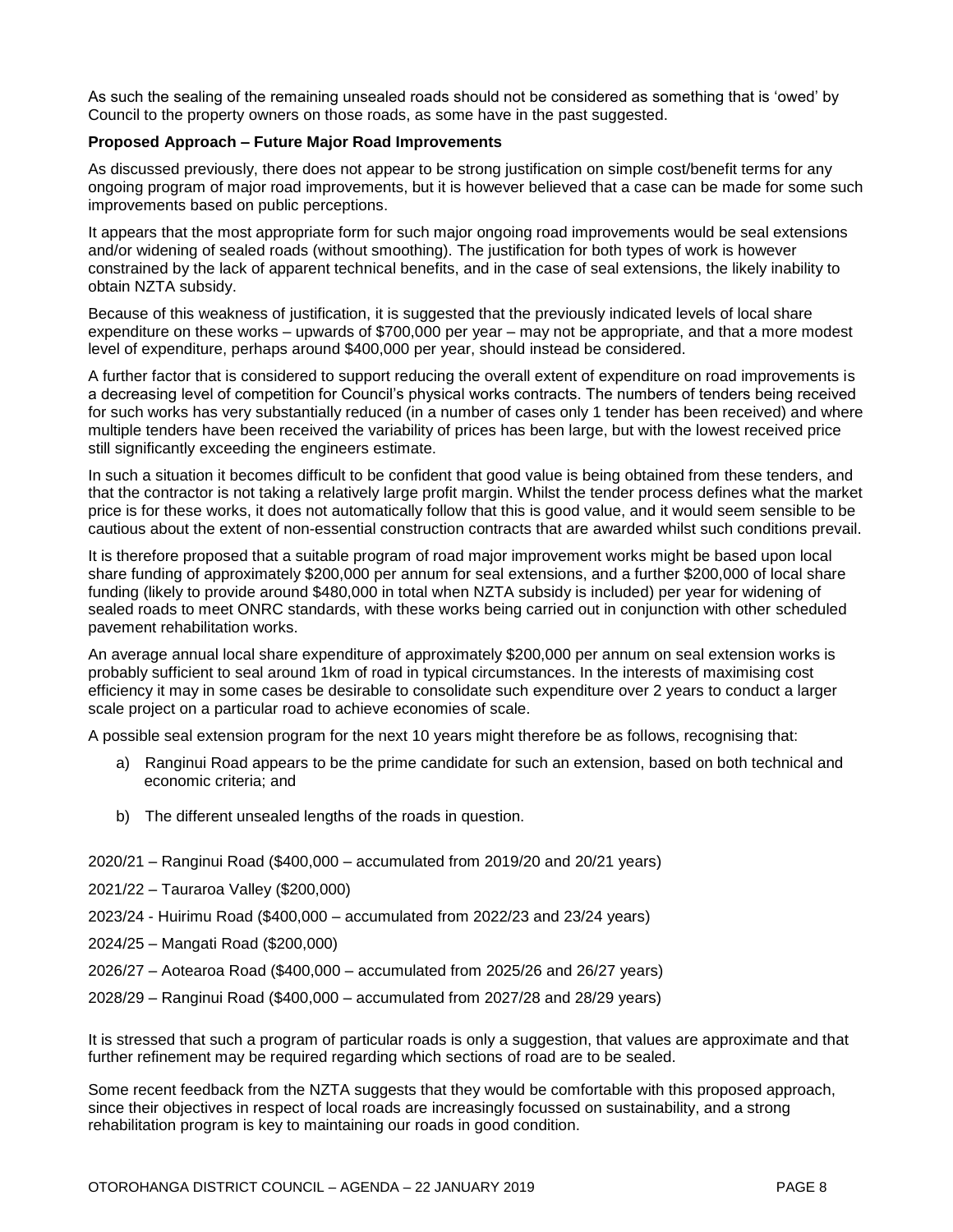As such the sealing of the remaining unsealed roads should not be considered as something that is 'owed' by Council to the property owners on those roads, as some have in the past suggested.

**Proposed Approach – Future Major Road Improvements**

As discussed previously, there does not appear to be strong justification on simple cost/benefit terms for any ongoing program of major road improvements, but it is however believed that a case can be made for some such improvements based on public perceptions.

It appears that the most appropriate form for such major ongoing road improvements would be seal extensions and/or widening of sealed roads (without smoothing). The justification for both types of work is however constrained by the lack of apparent technical benefits, and in the case of seal extensions, the likely inability to obtain NZTA subsidy.

Because of this weakness of justification, it is suggested that the previously indicated levels of local share expenditure on these works – upwards of $700,000 per year – may not be appropriate, and that a more modest level of expenditure, perhaps around $400,000 per year, should instead be considered.

A further factor that is considered to support reducing the overall extent of expenditure on road improvements is a decreasing level of competition for Council's physical works contracts. The numbers of tenders being received for such works has very substantially reduced (in a number of cases only 1 tender has been received) and where multiple tenders have been received the variability of prices has been large, but with the lowest received price still significantly exceeding the engineers estimate.

In such a situation it becomes difficult to be confident that good value is being obtained from these tenders, and that the contractor is not taking a relatively large profit margin. Whilst the tender process defines what the market price is for these works, it does not automatically follow that this is good value, and it would seem sensible to be cautious about the extent of non-essential construction contracts that are awarded whilst such conditions prevail.

It is therefore proposed that a suitable program of road major improvement works might be based upon local share funding of approximately $200,000 per annum for seal extensions, and a further $200,000 of local share funding (likely to provide around $480,000 in total when NZTA subsidy is included) per year for widening of sealed roads to meet ONRC standards, with these works being carried out in conjunction with other scheduled pavement rehabilitation works.

An average annual local share expenditure of approximately $200,000 per annum on seal extension works is probably sufficient to seal around 1km of road in typical circumstances. In the interests of maximising cost efficiency it may in some cases be desirable to consolidate such expenditure over 2 years to conduct a larger scale project on a particular road to achieve economies of scale.

A possible seal extension program for the next 10 years might therefore be as follows, recognising that:

a) Ranginui Road appears to be the prime candidate for such an extension, based on both technical and economic criteria; and

b) The different unsealed lengths of the roads in question.

2020/21 – Ranginui Road ($400,000 – accumulated from 2019/20 and 20/21 years)

2021/22 – Tauraroa Valley ($200,000)

2023/24 - Huirimu Road ($400,000 – accumulated from 2022/23 and 23/24 years)

2024/25 – Mangati Road ($200,000)

2026/27 – Aotearoa Road ($400,000 – accumulated from 2025/26 and 26/27 years)

2028/29 – Ranginui Road ($400,000 – accumulated from 2027/28 and 28/29 years)

It is stressed that such a program of particular roads is only a suggestion, that values are approximate and that further refinement may be required regarding which sections of road are to be sealed.

Some recent feedback from the NZTA suggests that they would be comfortable with this proposed approach, since their objectives in respect of local roads are increasingly focussed on sustainability, and a strong rehabilitation program is key to maintaining our roads in good condition.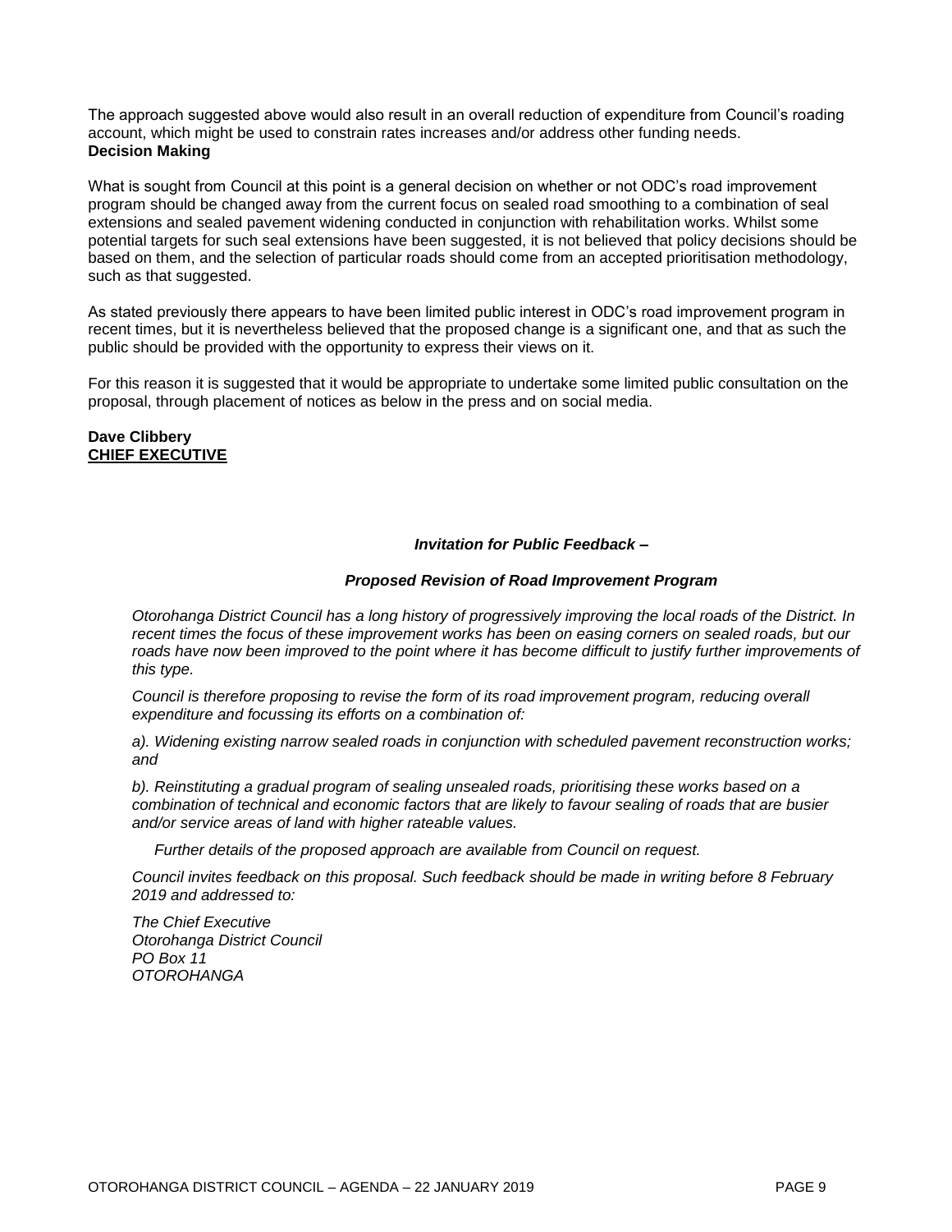The approach suggested above would also result in an overall reduction of expenditure from Council's roading account, which might be used to constrain rates increases and/or address other funding needs.

**Decision Making**

What is sought from Council at this point is a general decision on whether or not ODC's road improvement program should be changed away from the current focus on sealed road smoothing to a combination of seal extensions and sealed pavement widening conducted in conjunction with rehabilitation works. Whilst some potential targets for such seal extensions have been suggested, it is not believed that policy decisions should be based on them, and the selection of particular roads should come from an accepted prioritisation methodology, such as that suggested.

As stated previously there appears to have been limited public interest in ODC's road improvement program in recent times, but it is nevertheless believed that the proposed change is a significant one, and that as such the public should be provided with the opportunity to express their views on it.

For this reason it is suggested that it would be appropriate to undertake some limited public consultation on the proposal, through placement of notices as below in the press and on social media.

**Dave Clibbery**
**CHIEF EXECUTIVE**

***Invitation for Public Feedback –***

***Proposed Revision of Road Improvement Program***

*Otorohanga District Council has a long history of progressively improving the local roads of the District. In recent times the focus of these improvement works has been on easing corners on sealed roads, but our roads have now been improved to the point where it has become difficult to justify further improvements of this type.*

*Council is therefore proposing to revise the form of its road improvement program, reducing overall expenditure and focussing its efforts on a combination of:*

*a). Widening existing narrow sealed roads in conjunction with scheduled pavement reconstruction works; and*

*b). Reinstituting a gradual program of sealing unsealed roads, prioritising these works based on a combination of technical and economic factors that are likely to favour sealing of roads that are busier and/or service areas of land with higher rateable values.*

*Further details of the proposed approach are available from Council on request.*

*Council invites feedback on this proposal. Such feedback should be made in writing before 8 February 2019 and addressed to:*

*The Chief Executive*
*Otorohanga District Council*
*PO Box 11*
*OTOROHANGA*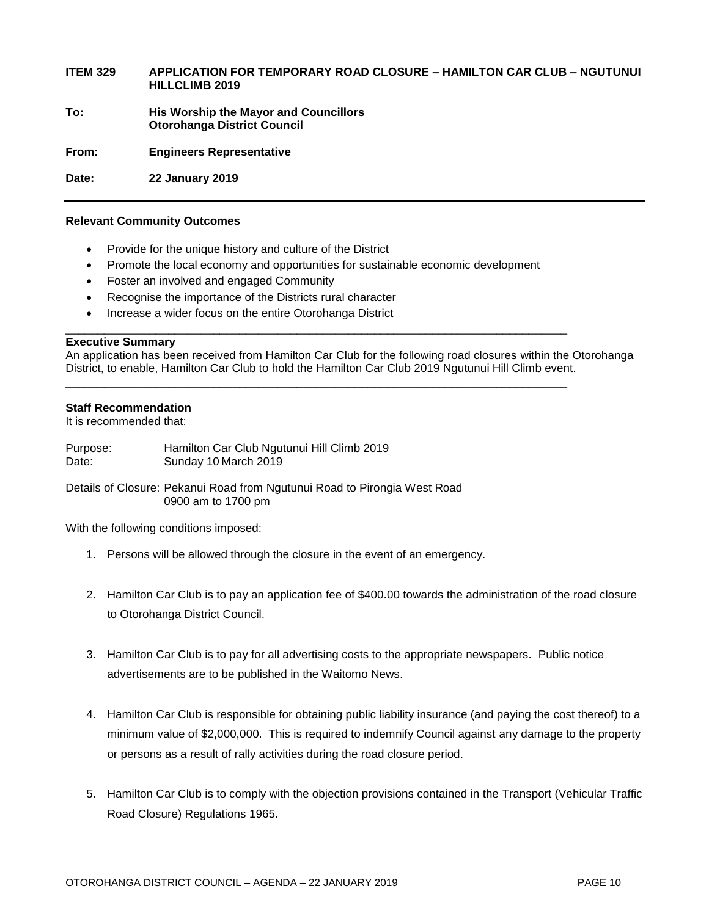**ITEM 329 APPLICATION FOR TEMPORARY ROAD CLOSURE – HAMILTON CAR CLUB – NGUTUNUI HILLCLIMB 2019**

**To:** **His Worship the Mayor and Councillors**
**Otorohanga District Council**

**From:** **Engineers Representative**

**Date:** **22 January 2019**

---

**Relevant Community Outcomes**

- Provide for the unique history and culture of the District
- Promote the local economy and opportunities for sustainable economic development
- Foster an involved and engaged Community
- Recognise the importance of the Districts rural character
- Increase a wider focus on the entire Otorohanga District

---

**Executive Summary**

An application has been received from Hamilton Car Club for the following road closures within the Otorohanga District, to enable, Hamilton Car Club to hold the Hamilton Car Club 2019 Ngutunui Hill Climb event.

---

**Staff Recommendation**

It is recommended that:

Purpose: Hamilton Car Club Ngutunui Hill Climb 2019
Date: Sunday 10 March 2019

Details of Closure: Pekanui Road from Ngutunui Road to Pirongia West Road
0900 am to 1700 pm

With the following conditions imposed:

1. Persons will be allowed through the closure in the event of an emergency.

2. Hamilton Car Club is to pay an application fee of $400.00 towards the administration of the road closure to Otorohanga District Council.

3. Hamilton Car Club is to pay for all advertising costs to the appropriate newspapers. Public notice advertisements are to be published in the Waitomo News.

4. Hamilton Car Club is responsible for obtaining public liability insurance (and paying the cost thereof) to a minimum value of $2,000,000. This is required to indemnify Council against any damage to the property or persons as a result of rally activities during the road closure period.

5. Hamilton Car Club is to comply with the objection provisions contained in the Transport (Vehicular Traffic Road Closure) Regulations 1965.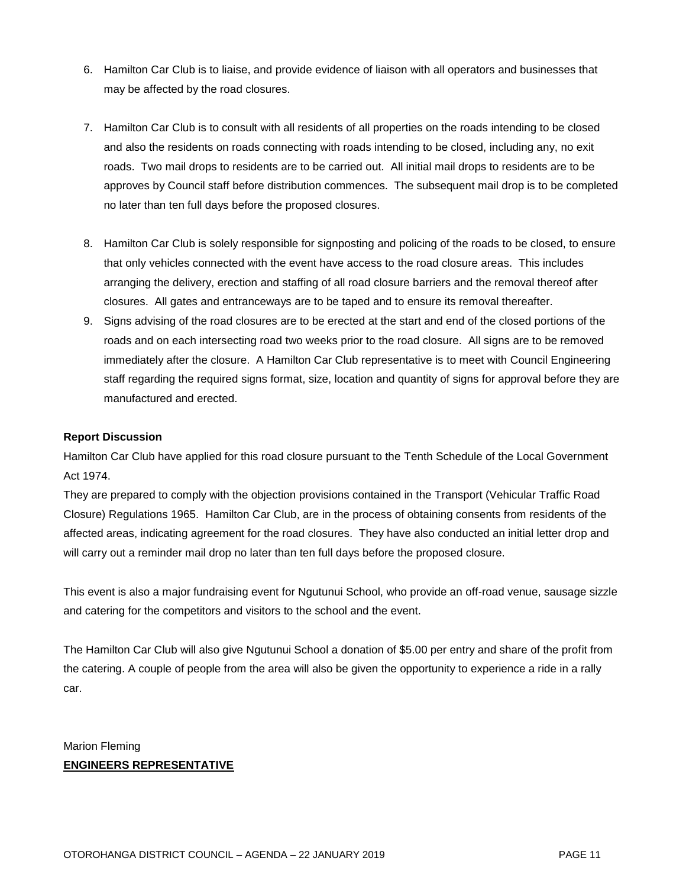6. Hamilton Car Club is to liaise, and provide evidence of liaison with all operators and businesses that may be affected by the road closures.

7. Hamilton Car Club is to consult with all residents of all properties on the roads intending to be closed and also the residents on roads connecting with roads intending to be closed, including any, no exit roads. Two mail drops to residents are to be carried out. All initial mail drops to residents are to be approves by Council staff before distribution commences. The subsequent mail drop is to be completed no later than ten full days before the proposed closures.

8. Hamilton Car Club is solely responsible for signposting and policing of the roads to be closed, to ensure that only vehicles connected with the event have access to the road closure areas. This includes arranging the delivery, erection and staffing of all road closure barriers and the removal thereof after closures. All gates and entranceways are to be taped and to ensure its removal thereafter.
9. Signs advising of the road closures are to be erected at the start and end of the closed portions of the roads and on each intersecting road two weeks prior to the road closure. All signs are to be removed immediately after the closure. A Hamilton Car Club representative is to meet with Council Engineering staff regarding the required signs format, size, location and quantity of signs for approval before they are manufactured and erected.

**Report Discussion**

Hamilton Car Club have applied for this road closure pursuant to the Tenth Schedule of the Local Government Act 1974.

They are prepared to comply with the objection provisions contained in the Transport (Vehicular Traffic Road Closure) Regulations 1965. Hamilton Car Club, are in the process of obtaining consents from residents of the affected areas, indicating agreement for the road closures. They have also conducted an initial letter drop and will carry out a reminder mail drop no later than ten full days before the proposed closure.

This event is also a major fundraising event for Ngutunui School, who provide an off-road venue, sausage sizzle and catering for the competitors and visitors to the school and the event.

The Hamilton Car Club will also give Ngutunui School a donation of $5.00 per entry and share of the profit from the catering. A couple of people from the area will also be given the opportunity to experience a ride in a rally car.

Marion Fleming

**ENGINEERS REPRESENTATIVE**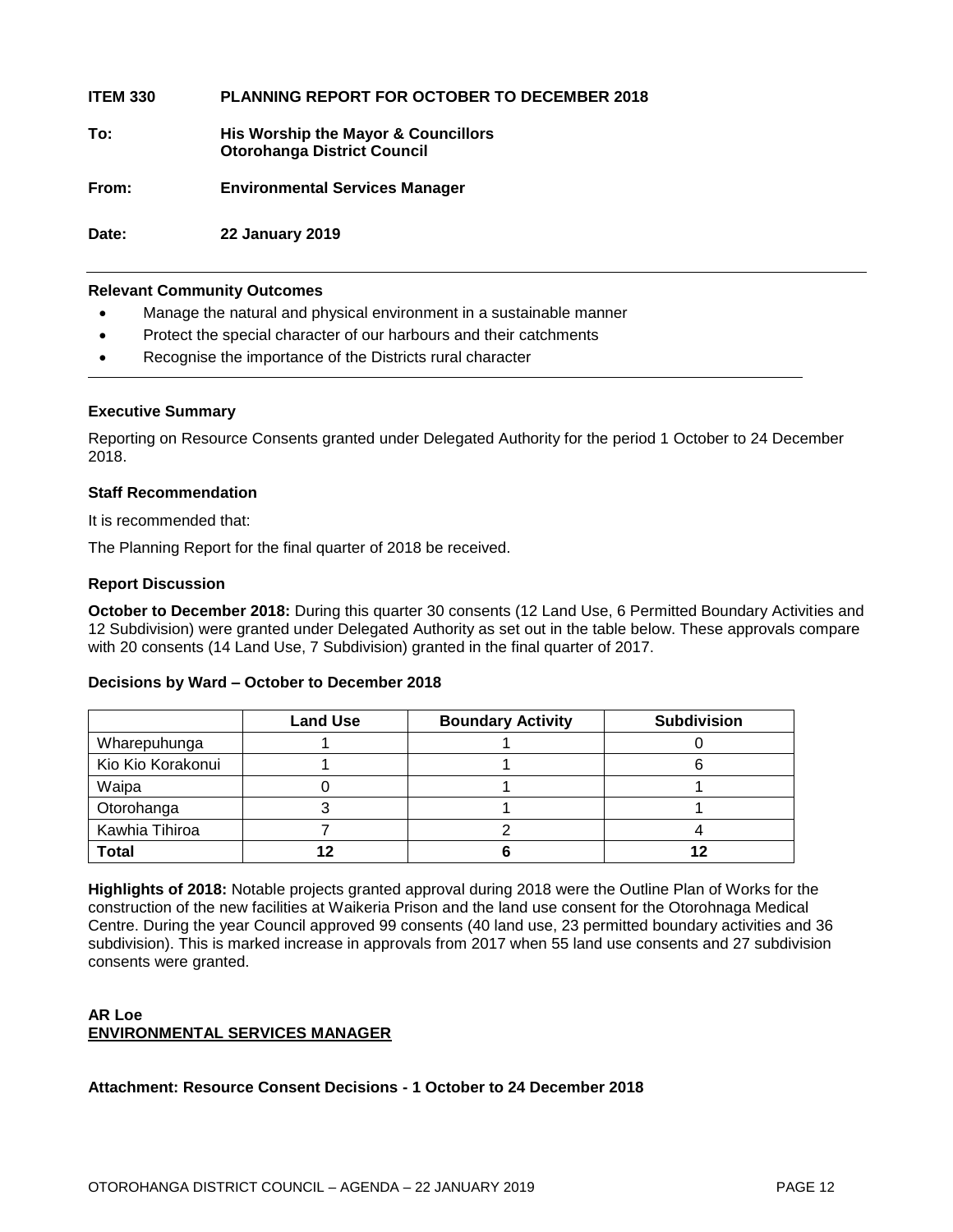**ITEM 330 PLANNING REPORT FOR OCTOBER TO DECEMBER 2018**

**To:** **His Worship the Mayor & Councillors**
**Otorohanga District Council**

**From:** **Environmental Services Manager**

**Date:** **22 January 2019**

---

**Relevant Community Outcomes**

- Manage the natural and physical environment in a sustainable manner
- Protect the special character of our harbours and their catchments
- Recognise the importance of the Districts rural character

---

**Executive Summary**

Reporting on Resource Consents granted under Delegated Authority for the period 1 October to 24 December 2018.

**Staff Recommendation**

It is recommended that:

The Planning Report for the final quarter of 2018 be received.

**Report Discussion**

**October to December 2018:** During this quarter 30 consents (12 Land Use, 6 Permitted Boundary Activities and 12 Subdivision) were granted under Delegated Authority as set out in the table below. These approvals compare with 20 consents (14 Land Use, 7 Subdivision) granted in the final quarter of 2017.

**Decisions by Ward – October to December 2018**

| | Land Use | Boundary Activity | Subdivision |
|---|---|---|---|
| Wharepuhunga | 1 | 1 | 0 |
| Kio Kio Korakonui | 1 | 1 | 6 |
| Waipa | 0 | 1 | 1 |
| Otorohanga | 3 | 1 | 1 |
| Kawhia Tihiroa | 7 | 2 | 4 |
| **Total** | **12** | **6** | **12** |

**Highlights of 2018:** Notable projects granted approval during 2018 were the Outline Plan of Works for the construction of the new facilities at Waikeria Prison and the land use consent for the Otorohnaga Medical Centre. During the year Council approved 99 consents (40 land use, 23 permitted boundary activities and 36 subdivision). This is marked increase in approvals from 2017 when 55 land use consents and 27 subdivision consents were granted.

**AR Loe**
**ENVIRONMENTAL SERVICES MANAGER**

**Attachment: Resource Consent Decisions - 1 October to 24 December 2018**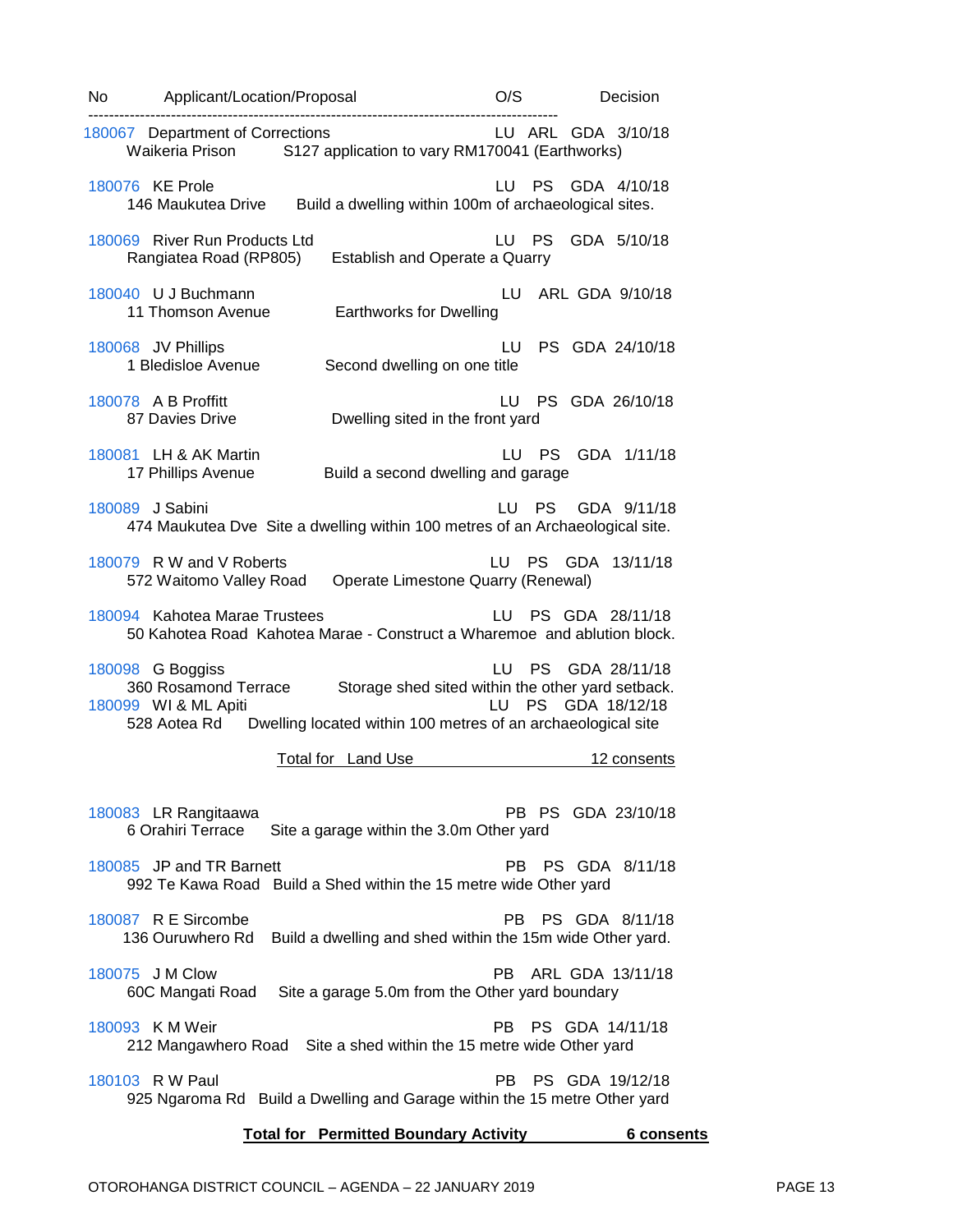| No | Applicant/Location/Proposal | | O/S | | Decision |
|---|---|---|---|---|---|
| 180067 | Department of Corrections<br>Waikeria Prison | S127 application to vary RM170041 (Earthworks) | LU | ARL | GDA 3/10/18 |
| 180076 | KE Prole<br>146 Maukutea Drive | Build a dwelling within 100m of archaeological sites. | LU | PS | GDA 4/10/18 |
| 180069 | River Run Products Ltd<br>Rangiatea Road (RP805) | Establish and Operate a Quarry | LU | PS | GDA 5/10/18 |
| 180040 | U J Buchmann<br>11 Thomson Avenue | Earthworks for Dwelling | LU | ARL | GDA 9/10/18 |
| 180068 | JV Phillips<br>1 Bledisloe Avenue | Second dwelling on one title | LU | PS | GDA 24/10/18 |
| 180078 | A B Proffitt<br>87 Davies Drive | Dwelling sited in the front yard | LU | PS | GDA 26/10/18 |
| 180081 | LH & AK Martin<br>17 Phillips Avenue | Build a second dwelling and garage | LU | PS | GDA 1/11/18 |
| 180089 | J Sabini<br>474 Maukutea Dve | Site a dwelling within 100 metres of an Archaeological site. | LU | PS | GDA 9/11/18 |
| 180079 | R W and V Roberts<br>572 Waitomo Valley Road | Operate Limestone Quarry (Renewal) | LU | PS | GDA 13/11/18 |
| 180094 | Kahotea Marae Trustees<br>50 Kahotea Road | Kahotea Marae - Construct a Wharemoe and ablution block. | LU | PS | GDA 28/11/18 |
| 180098 | G Boggiss<br>360 Rosamond Terrace | Storage shed sited within the other yard setback. | LU | PS | GDA 28/11/18 |
| 180099 | WI & ML Apiti<br>528 Aotea Rd | Dwelling located within 100 metres of an archaeological site | LU | PS | GDA 18/12/18 |

Total for Land Use 12 consents

| No | Applicant/Location/Proposal | | O/S | | Decision |
|---|---|---|---|---|---|
| 180083 | LR Rangitaawa<br>6 Orahiri Terrace | Site a garage within the 3.0m Other yard | PB | PS | GDA 23/10/18 |
| 180085 | JP and TR Barnett<br>992 Te Kawa Road | Build a Shed within the 15 metre wide Other yard | PB | PS | GDA 8/11/18 |
| 180087 | R E Sircombe<br>136 Ouruwhero Rd | Build a dwelling and shed within the 15m wide Other yard. | PB | PS | GDA 8/11/18 |
| 180075 | J M Clow<br>60C Mangati Road | Site a garage 5.0m from the Other yard boundary | PB | ARL | GDA 13/11/18 |
| 180093 | K M Weir<br>212 Mangawhero Road | Site a shed within the 15 metre wide Other yard | PB | PS | GDA 14/11/18 |
| 180103 | R W Paul<br>925 Ngaroma Rd | Build a Dwelling and Garage within the 15 metre Other yard | PB | PS | GDA 19/12/18 |

**Total for Permitted Boundary Activity 6 consents**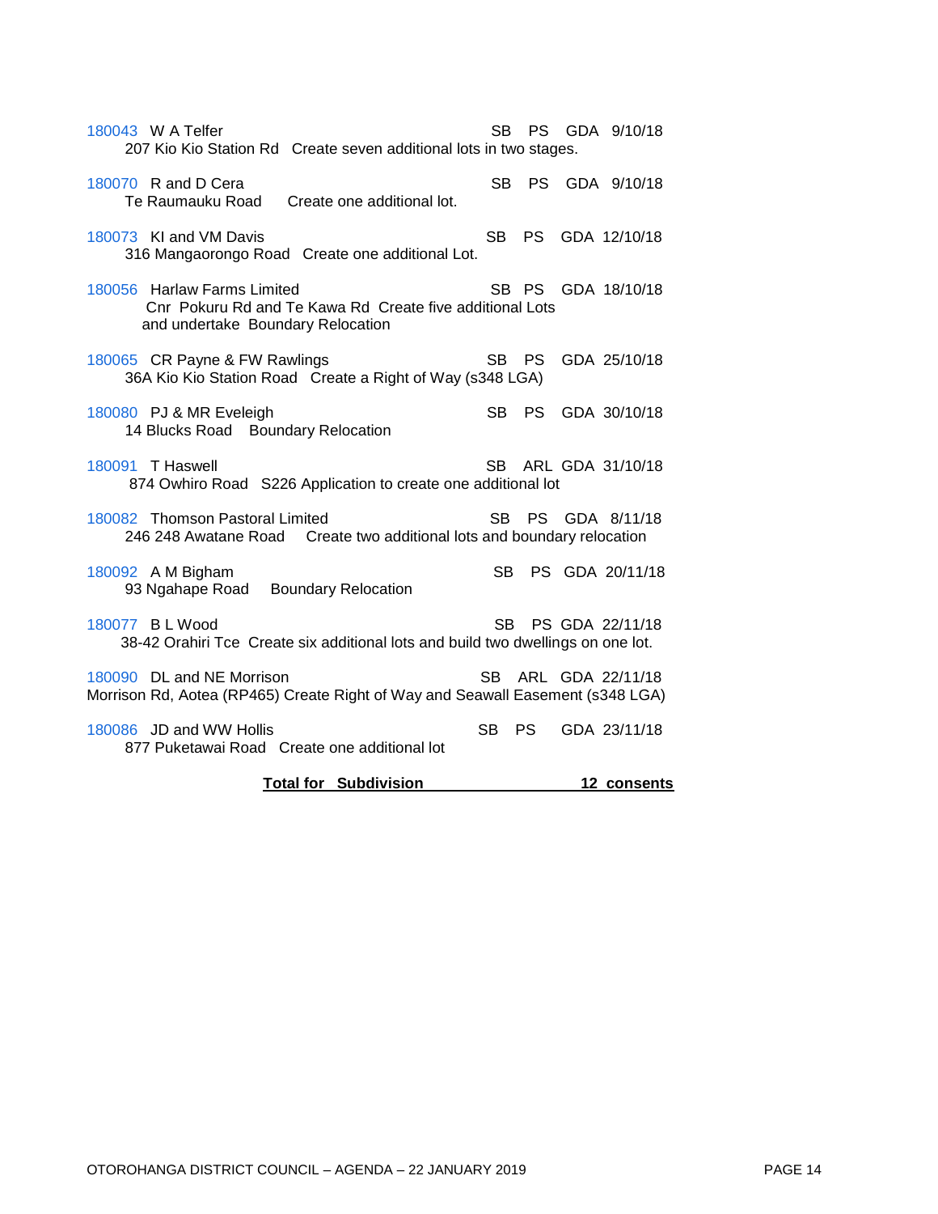180043 W A Telfer SB PS GDA 9/10/18
207 Kio Kio Station Rd Create seven additional lots in two stages.

180070 R and D Cera SB PS GDA 9/10/18
Te Raumauku Road Create one additional lot.

180073 KI and VM Davis SB PS GDA 12/10/18
316 Mangaorongo Road Create one additional Lot.

180056 Harlaw Farms Limited SB PS GDA 18/10/18
Cnr Pokuru Rd and Te Kawa Rd Create five additional Lots and undertake Boundary Relocation

180065 CR Payne & FW Rawlings SB PS GDA 25/10/18
36A Kio Kio Station Road Create a Right of Way (s348 LGA)

180080 PJ & MR Eveleigh SB PS GDA 30/10/18
14 Blucks Road Boundary Relocation

180091 T Haswell SB ARL GDA 31/10/18
874 Owhiro Road S226 Application to create one additional lot

180082 Thomson Pastoral Limited SB PS GDA 8/11/18
246 248 Awatane Road Create two additional lots and boundary relocation

180092 A M Bigham SB PS GDA 20/11/18
93 Ngahape Road Boundary Relocation

180077 B L Wood SB PS GDA 22/11/18
38-42 Orahiri Tce Create six additional lots and build two dwellings on one lot.

180090 DL and NE Morrison SB ARL GDA 22/11/18
Morrison Rd, Aotea (RP465) Create Right of Way and Seawall Easement (s348 LGA)

180086 JD and WW Hollis SB PS GDA 23/11/18
877 Puketawai Road Create one additional lot

**Total for Subdivision 12 consents**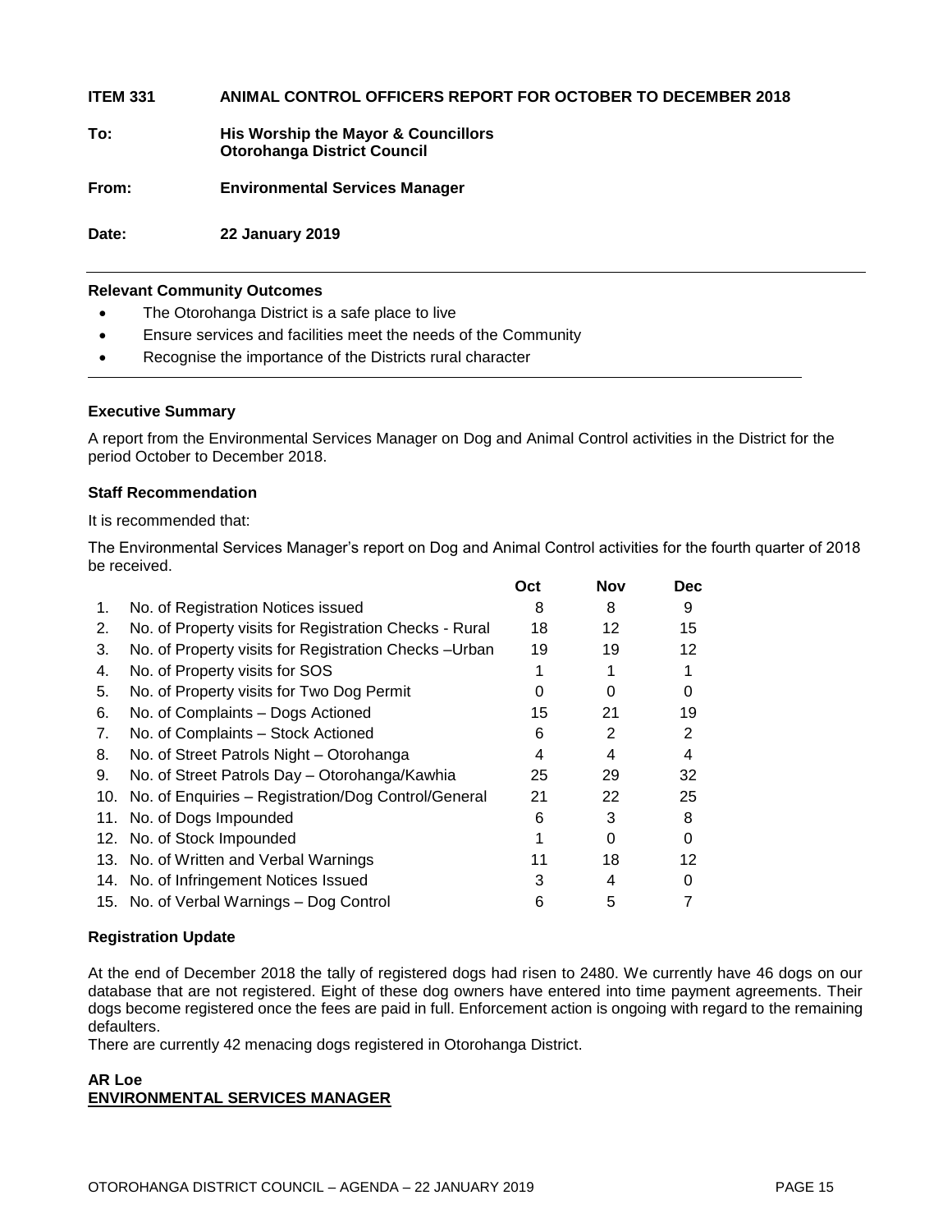**ITEM 331 ANIMAL CONTROL OFFICERS REPORT FOR OCTOBER TO DECEMBER 2018**

**To:** **His Worship the Mayor & Councillors**
**Otorohanga District Council**

**From:** **Environmental Services Manager**

**Date:** **22 January 2019**

---

**Relevant Community Outcomes**

- The Otorohanga District is a safe place to live
- Ensure services and facilities meet the needs of the Community
- Recognise the importance of the Districts rural character

---

**Executive Summary**

A report from the Environmental Services Manager on Dog and Animal Control activities in the District for the period October to December 2018.

**Staff Recommendation**

It is recommended that:

The Environmental Services Manager's report on Dog and Animal Control activities for the fourth quarter of 2018 be received.

| | | Oct | Nov | Dec |
|---|---|---|---|---|
| 1. | No. of Registration Notices issued | 8 | 8 | 9 |
| 2. | No. of Property visits for Registration Checks - Rural | 18 | 12 | 15 |
| 3. | No. of Property visits for Registration Checks –Urban | 19 | 19 | 12 |
| 4. | No. of Property visits for SOS | 1 | 1 | 1 |
| 5. | No. of Property visits for Two Dog Permit | 0 | 0 | 0 |
| 6. | No. of Complaints – Dogs Actioned | 15 | 21 | 19 |
| 7. | No. of Complaints – Stock Actioned | 6 | 2 | 2 |
| 8. | No. of Street Patrols Night – Otorohanga | 4 | 4 | 4 |
| 9. | No. of Street Patrols Day – Otorohanga/Kawhia | 25 | 29 | 32 |
| 10. | No. of Enquiries – Registration/Dog Control/General | 21 | 22 | 25 |
| 11. | No. of Dogs Impounded | 6 | 3 | 8 |
| 12. | No. of Stock Impounded | 1 | 0 | 0 |
| 13. | No. of Written and Verbal Warnings | 11 | 18 | 12 |
| 14. | No. of Infringement Notices Issued | 3 | 4 | 0 |
| 15. | No. of Verbal Warnings – Dog Control | 6 | 5 | 7 |

**Registration Update**

At the end of December 2018 the tally of registered dogs had risen to 2480. We currently have 46 dogs on our database that are not registered. Eight of these dog owners have entered into time payment agreements. Their dogs become registered once the fees are paid in full. Enforcement action is ongoing with regard to the remaining defaulters.

There are currently 42 menacing dogs registered in Otorohanga District.

**AR Loe**
**ENVIRONMENTAL SERVICES MANAGER**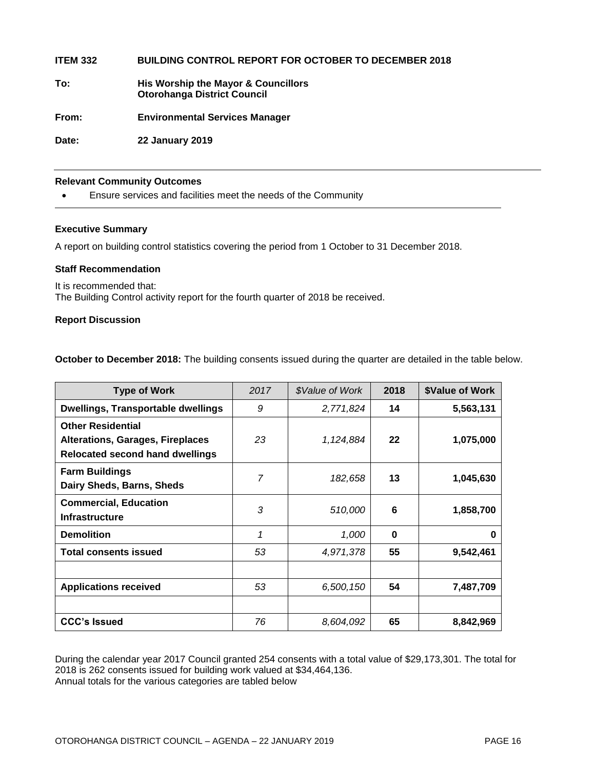**ITEM 332 BUILDING CONTROL REPORT FOR OCTOBER TO DECEMBER 2018**

**To:** **His Worship the Mayor & Councillors**
**Otorohanga District Council**

**From:** **Environmental Services Manager**

**Date:** **22 January 2019**

---

**Relevant Community Outcomes**

- Ensure services and facilities meet the needs of the Community

---

**Executive Summary**

A report on building control statistics covering the period from 1 October to 31 December 2018.

**Staff Recommendation**

It is recommended that:
The Building Control activity report for the fourth quarter of 2018 be received.

**Report Discussion**

**October to December 2018:** The building consents issued during the quarter are detailed in the table below.

| Type of Work | *2017* | *$Value of Work* | 2018 | $Value of Work |
|---|---|---|---|---|
| **Dwellings, Transportable dwellings** | *9* | *2,771,824* | **14** | **5,563,131** |
| **Other Residential**<br>**Alterations, Garages, Fireplaces**<br>**Relocated second hand dwellings** | *23* | *1,124,884* | **22** | **1,075,000** |
| **Farm Buildings**<br>**Dairy Sheds, Barns, Sheds** | *7* | *182,658* | **13** | **1,045,630** |
| **Commercial, Education**<br>**Infrastructure** | *3* | *510,000* | **6** | **1,858,700** |
| **Demolition** | *1* | *1,000* | **0** | **0** |
| **Total consents issued** | *53* | *4,971,378* | **55** | **9,542,461** |
| | | | | |
| **Applications received** | *53* | *6,500,150* | **54** | **7,487,709** |
| | | | | |
| **CCC's Issued** | *76* | *8,604,092* | **65** | **8,842,969** |

During the calendar year 2017 Council granted 254 consents with a total value of $29,173,301. The total for 2018 is 262 consents issued for building work valued at $34,464,136.
Annual totals for the various categories are tabled below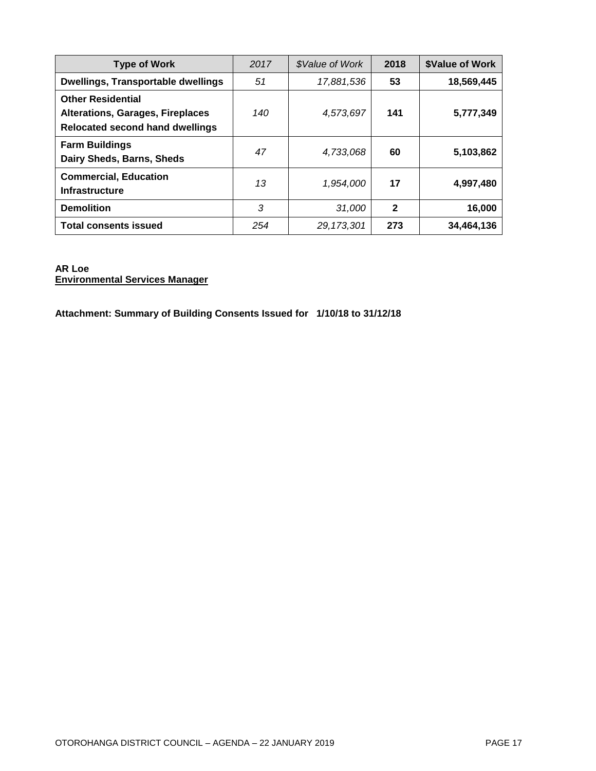| **Type of Work** | *2017* | *$Value of Work* | **2018** | **$Value of Work** |
|---|---|---|---|---|
| **Dwellings, Transportable dwellings** | *51* | *17,881,536* | **53** | **18,569,445** |
| **Other Residential**<br>**Alterations, Garages, Fireplaces**<br>**Relocated second hand dwellings** | *140* | *4,573,697* | **141** | **5,777,349** |
| **Farm Buildings**<br>**Dairy Sheds, Barns, Sheds** | *47* | *4,733,068* | **60** | **5,103,862** |
| **Commercial, Education**<br>**Infrastructure** | *13* | *1,954,000* | **17** | **4,997,480** |
| **Demolition** | *3* | *31,000* | **2** | **16,000** |
| **Total consents issued** | *254* | *29,173,301* | **273** | **34,464,136** |

**AR Loe**
**Environmental Services Manager**

**Attachment: Summary of Building Consents Issued for 1/10/18 to 31/12/18**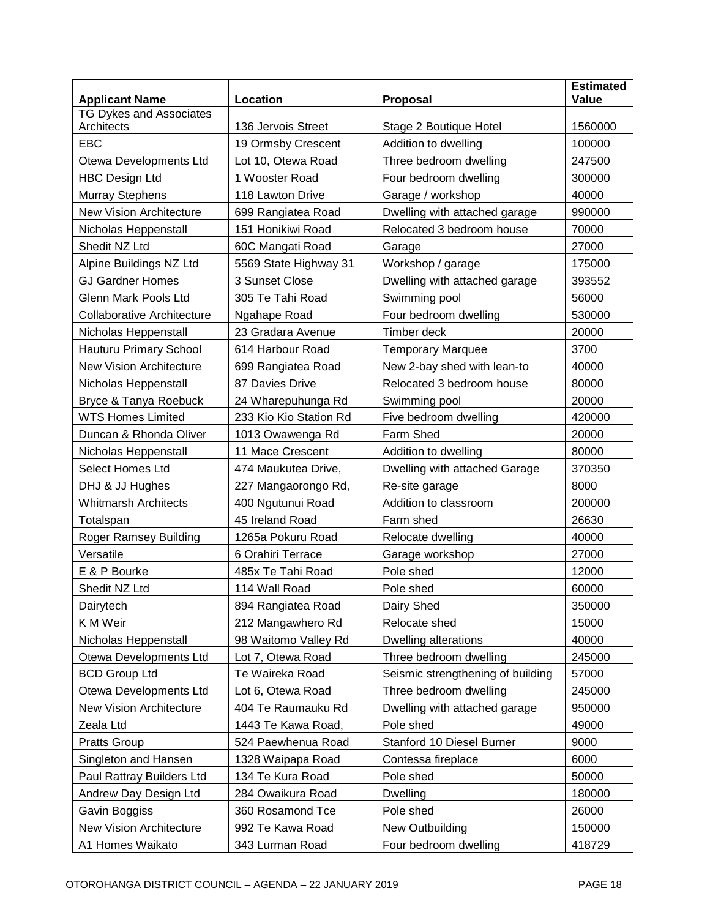| Applicant Name | Location | Proposal | Estimated Value |
|---|---|---|---|
| TG Dykes and Associates Architects | 136 Jervois Street | Stage 2 Boutique Hotel | 1560000 |
| EBC | 19 Ormsby Crescent | Addition to dwelling | 100000 |
| Otewa Developments Ltd | Lot 10, Otewa Road | Three bedroom dwelling | 247500 |
| HBC Design Ltd | 1 Wooster Road | Four bedroom dwelling | 300000 |
| Murray Stephens | 118 Lawton Drive | Garage / workshop | 40000 |
| New Vision Architecture | 699 Rangiatea Road | Dwelling with attached garage | 990000 |
| Nicholas Heppenstall | 151 Honikiwi Road | Relocated 3 bedroom house | 70000 |
| Shedit NZ Ltd | 60C Mangati Road | Garage | 27000 |
| Alpine Buildings NZ Ltd | 5569 State Highway 31 | Workshop / garage | 175000 |
| GJ Gardner Homes | 3 Sunset Close | Dwelling with attached garage | 393552 |
| Glenn Mark Pools Ltd | 305 Te Tahi Road | Swimming pool | 56000 |
| Collaborative Architecture | Ngahape Road | Four bedroom dwelling | 530000 |
| Nicholas Heppenstall | 23 Gradara Avenue | Timber deck | 20000 |
| Hauturu Primary School | 614 Harbour Road | Temporary Marquee | 3700 |
| New Vision Architecture | 699 Rangiatea Road | New 2-bay shed with lean-to | 40000 |
| Nicholas Heppenstall | 87 Davies Drive | Relocated 3 bedroom house | 80000 |
| Bryce & Tanya Roebuck | 24 Wharepuhunga Rd | Swimming pool | 20000 |
| WTS Homes Limited | 233 Kio Kio Station Rd | Five bedroom dwelling | 420000 |
| Duncan & Rhonda Oliver | 1013 Owawenga Rd | Farm Shed | 20000 |
| Nicholas Heppenstall | 11 Mace Crescent | Addition to dwelling | 80000 |
| Select Homes Ltd | 474 Maukutea Drive, | Dwelling with attached Garage | 370350 |
| DHJ & JJ Hughes | 227 Mangaorongo Rd, | Re-site garage | 8000 |
| Whitmarsh Architects | 400 Ngutunui Road | Addition to classroom | 200000 |
| Totalspan | 45 Ireland Road | Farm shed | 26630 |
| Roger Ramsey Building | 1265a Pokuru Road | Relocate dwelling | 40000 |
| Versatile | 6 Orahiri Terrace | Garage workshop | 27000 |
| E & P Bourke | 485x Te Tahi Road | Pole shed | 12000 |
| Shedit NZ Ltd | 114 Wall Road | Pole shed | 60000 |
| Dairytech | 894 Rangiatea Road | Dairy Shed | 350000 |
| K M Weir | 212 Mangawhero Rd | Relocate shed | 15000 |
| Nicholas Heppenstall | 98 Waitomo Valley Rd | Dwelling alterations | 40000 |
| Otewa Developments Ltd | Lot 7, Otewa Road | Three bedroom dwelling | 245000 |
| BCD Group Ltd | Te Waireka Road | Seismic strengthening of building | 57000 |
| Otewa Developments Ltd | Lot 6, Otewa Road | Three bedroom dwelling | 245000 |
| New Vision Architecture | 404 Te Raumauku Rd | Dwelling with attached garage | 950000 |
| Zeala Ltd | 1443 Te Kawa Road, | Pole shed | 49000 |
| Pratts Group | 524 Paewhenua Road | Stanford 10 Diesel Burner | 9000 |
| Singleton and Hansen | 1328 Waipapa Road | Contessa fireplace | 6000 |
| Paul Rattray Builders Ltd | 134 Te Kura Road | Pole shed | 50000 |
| Andrew Day Design Ltd | 284 Owaikura Road | Dwelling | 180000 |
| Gavin Boggiss | 360 Rosamond Tce | Pole shed | 26000 |
| New Vision Architecture | 992 Te Kawa Road | New Outbuilding | 150000 |
| A1 Homes Waikato | 343 Lurman Road | Four bedroom dwelling | 418729 |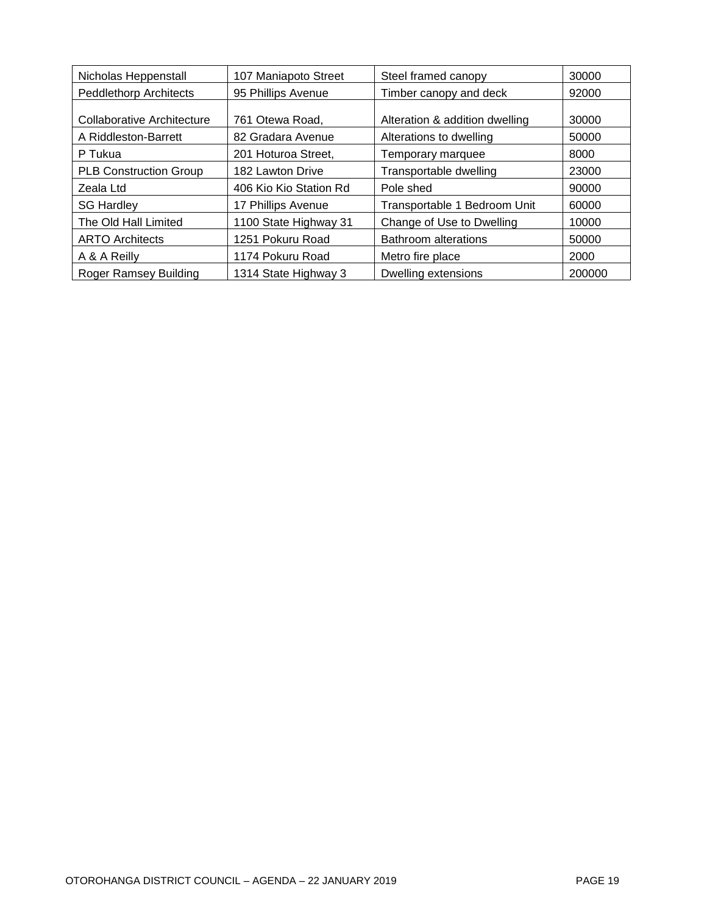| Nicholas Heppenstall | 107 Maniapoto Street | Steel framed canopy | 30000 |
|---|---|---|---|
| Peddlethorp Architects | 95 Phillips Avenue | Timber canopy and deck | 92000 |
| Collaborative Architecture | 761 Otewa Road, | Alteration & addition dwelling | 30000 |
| A Riddleston-Barrett | 82 Gradara Avenue | Alterations to dwelling | 50000 |
| P Tukua | 201 Hoturoa Street, | Temporary marquee | 8000 |
| PLB Construction Group | 182 Lawton Drive | Transportable dwelling | 23000 |
| Zeala Ltd | 406 Kio Kio Station Rd | Pole shed | 90000 |
| SG Hardley | 17 Phillips Avenue | Transportable 1 Bedroom Unit | 60000 |
| The Old Hall Limited | 1100 State Highway 31 | Change of Use to Dwelling | 10000 |
| ARTO Architects | 1251 Pokuru Road | Bathroom alterations | 50000 |
| A & A Reilly | 1174 Pokuru Road | Metro fire place | 2000 |
| Roger Ramsey Building | 1314 State Highway 3 | Dwelling extensions | 200000 |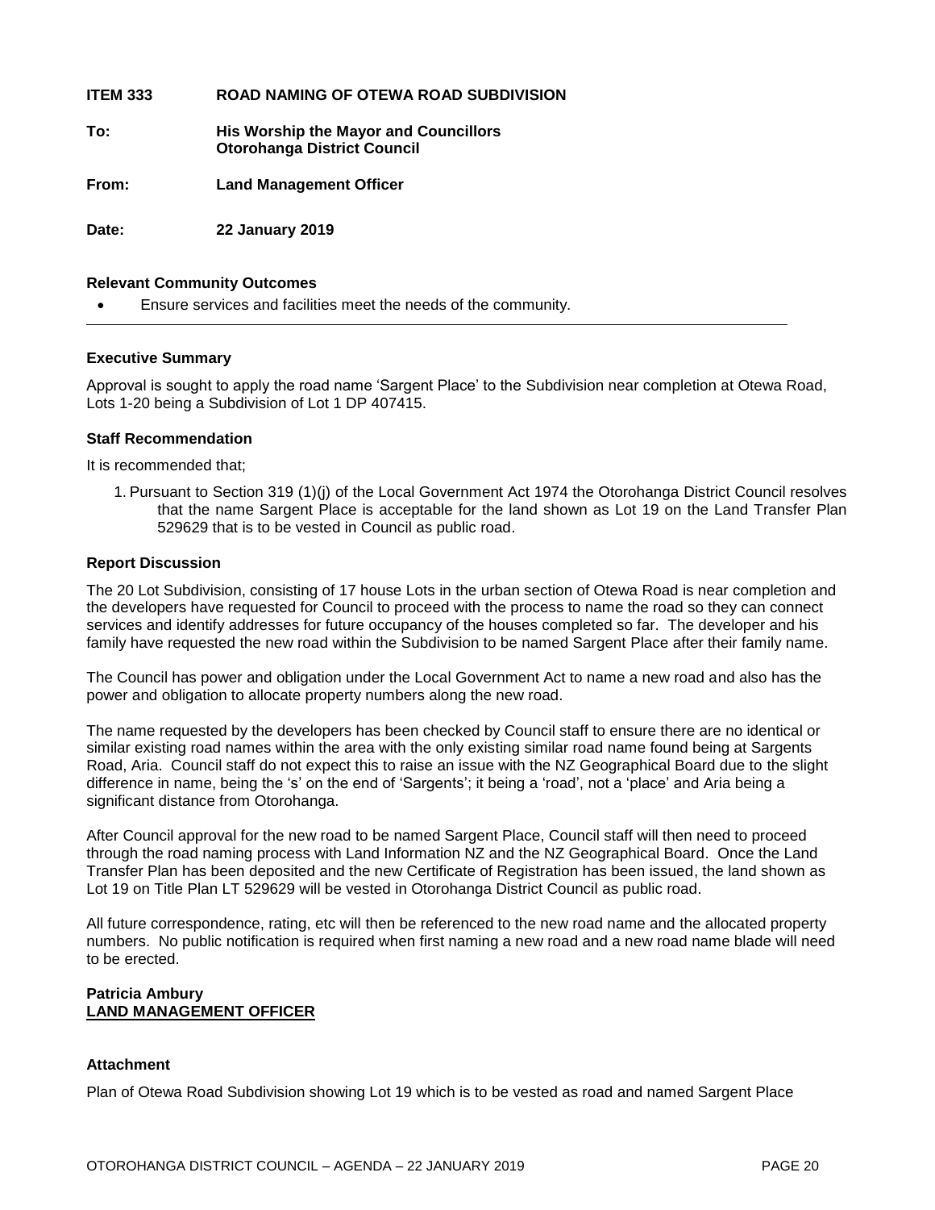**ITEM 333 ROAD NAMING OF OTEWA ROAD SUBDIVISION**

**To: His Worship the Mayor and Councillors**
**Otorohanga District Council**

**From: Land Management Officer**

**Date: 22 January 2019**

**Relevant Community Outcomes**

- Ensure services and facilities meet the needs of the community.

---

**Executive Summary**

Approval is sought to apply the road name 'Sargent Place' to the Subdivision near completion at Otewa Road, Lots 1-20 being a Subdivision of Lot 1 DP 407415.

**Staff Recommendation**

It is recommended that;

1. Pursuant to Section 319 (1)(j) of the Local Government Act 1974 the Otorohanga District Council resolves that the name Sargent Place is acceptable for the land shown as Lot 19 on the Land Transfer Plan 529629 that is to be vested in Council as public road.

**Report Discussion**

The 20 Lot Subdivision, consisting of 17 house Lots in the urban section of Otewa Road is near completion and the developers have requested for Council to proceed with the process to name the road so they can connect services and identify addresses for future occupancy of the houses completed so far. The developer and his family have requested the new road within the Subdivision to be named Sargent Place after their family name.

The Council has power and obligation under the Local Government Act to name a new road and also has the power and obligation to allocate property numbers along the new road.

The name requested by the developers has been checked by Council staff to ensure there are no identical or similar existing road names within the area with the only existing similar road name found being at Sargents Road, Aria. Council staff do not expect this to raise an issue with the NZ Geographical Board due to the slight difference in name, being the 's' on the end of 'Sargents'; it being a 'road', not a 'place' and Aria being a significant distance from Otorohanga.

After Council approval for the new road to be named Sargent Place, Council staff will then need to proceed through the road naming process with Land Information NZ and the NZ Geographical Board. Once the Land Transfer Plan has been deposited and the new Certificate of Registration has been issued, the land shown as Lot 19 on Title Plan LT 529629 will be vested in Otorohanga District Council as public road.

All future correspondence, rating, etc will then be referenced to the new road name and the allocated property numbers. No public notification is required when first naming a new road and a new road name blade will need to be erected.

**Patricia Ambury**
**LAND MANAGEMENT OFFICER**

**Attachment**

Plan of Otewa Road Subdivision showing Lot 19 which is to be vested as road and named Sargent Place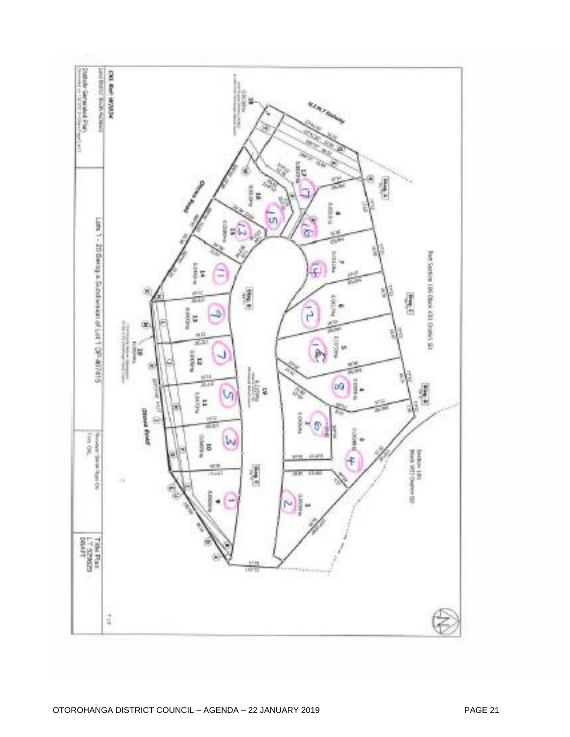CSL Ref: HN2834

Land District: South Auckland

Digitally Generated Plan

Part Section 106 Block XIII Orahiri SD

N.I.M.T Railway

Otewa Road

Ouruwai Road

Section 130 Block XIII Orahiri SD

Lots 1 - 20 Being a Subdivision of Lot 1 DP 407415

Title Plan LT 509629 DRAFT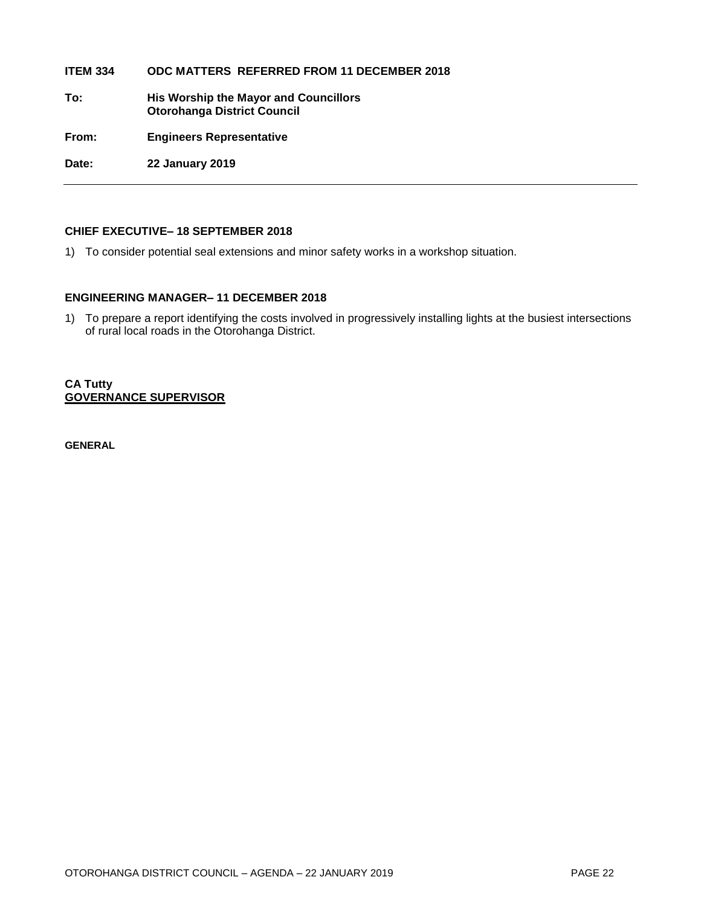**ITEM 334 ODC MATTERS REFERRED FROM 11 DECEMBER 2018**

**To:** **His Worship the Mayor and Councillors**
**Otorohanga District Council**

**From:** **Engineers Representative**

**Date:** **22 January 2019**

---

**CHIEF EXECUTIVE– 18 SEPTEMBER 2018**

1) To consider potential seal extensions and minor safety works in a workshop situation.

**ENGINEERING MANAGER– 11 DECEMBER 2018**

1) To prepare a report identifying the costs involved in progressively installing lights at the busiest intersections of rural local roads in the Otorohanga District.

**CA Tutty**
**GOVERNANCE SUPERVISOR**

**GENERAL**